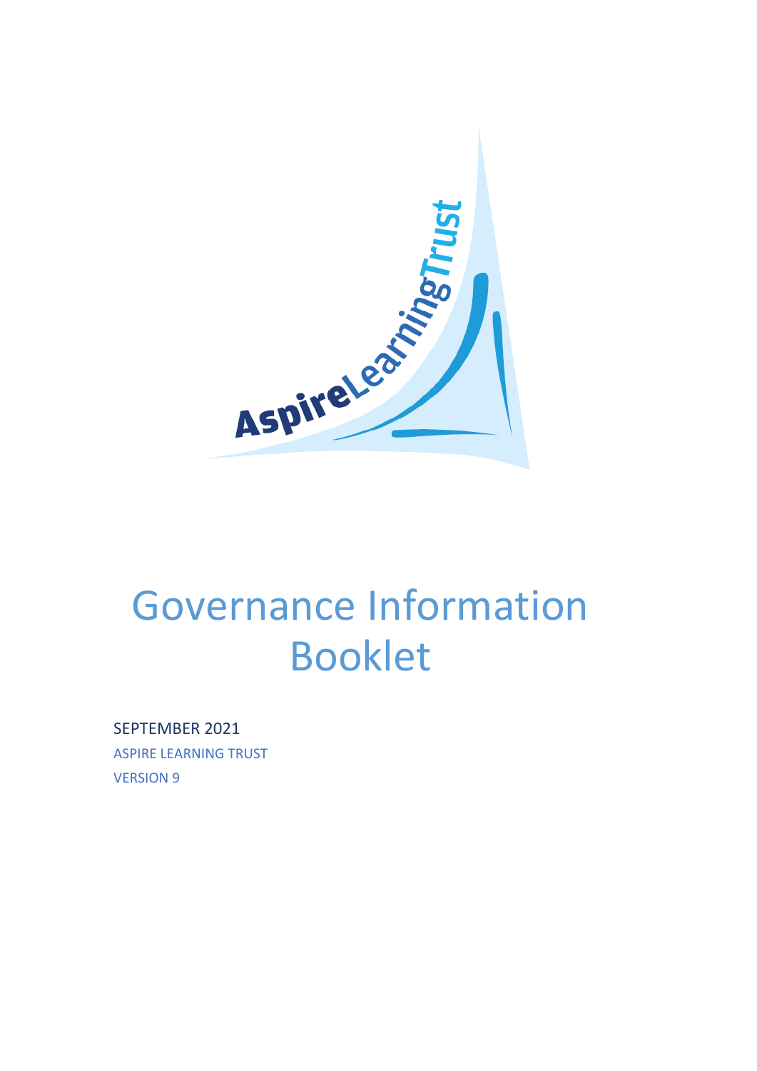# Governance Information Booklet

SEPTEMBER 2021

ASPIRE LEARNING TRUST

VERSION 9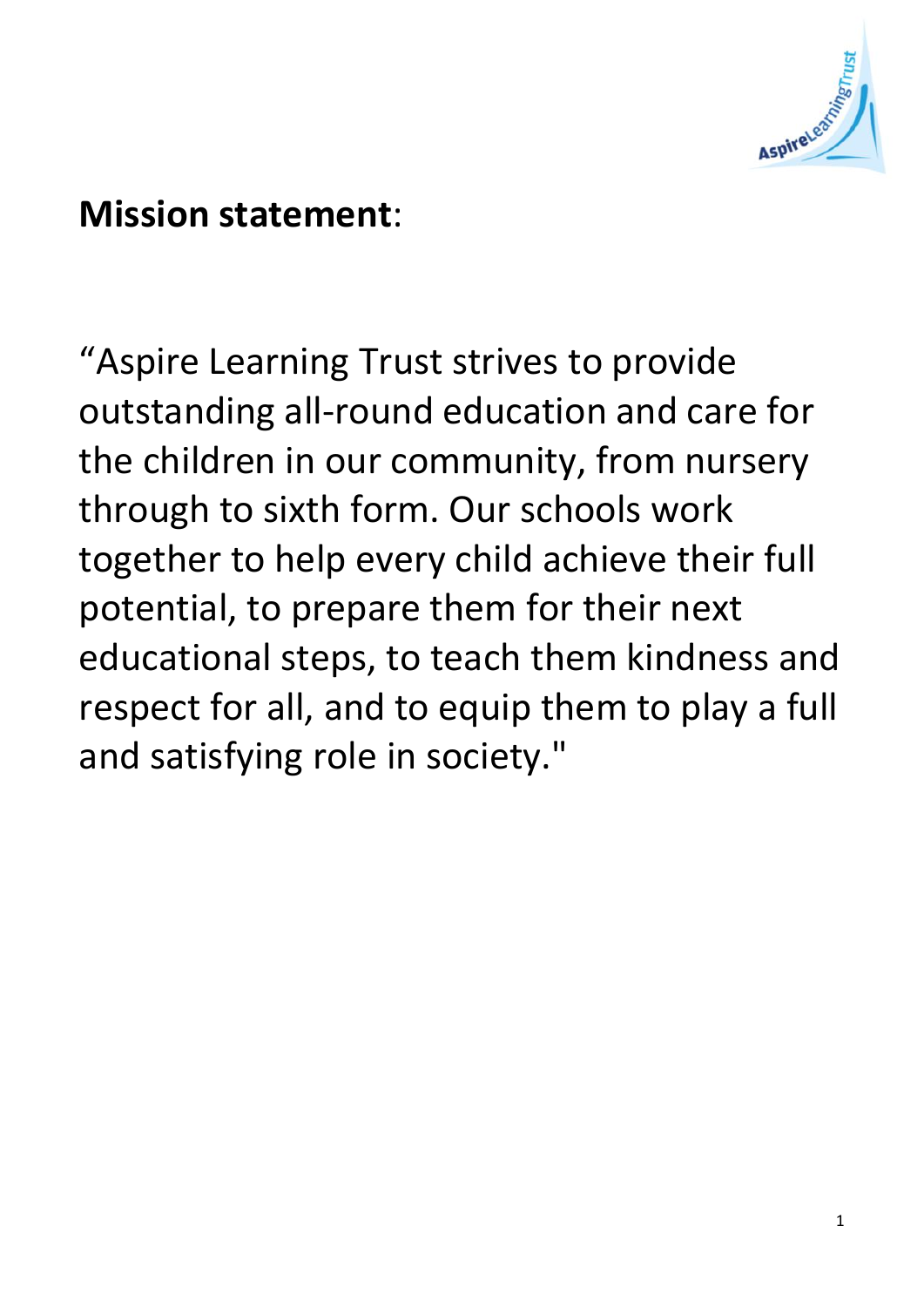## **Mission statement**:

"Aspire Learning Trust strives to provide outstanding all-round education and care for the children in our community, from nursery through to sixth form. Our schools work together to help every child achieve their full potential, to prepare them for their next educational steps, to teach them kindness and respect for all, and to equip them to play a full and satisfying role in society."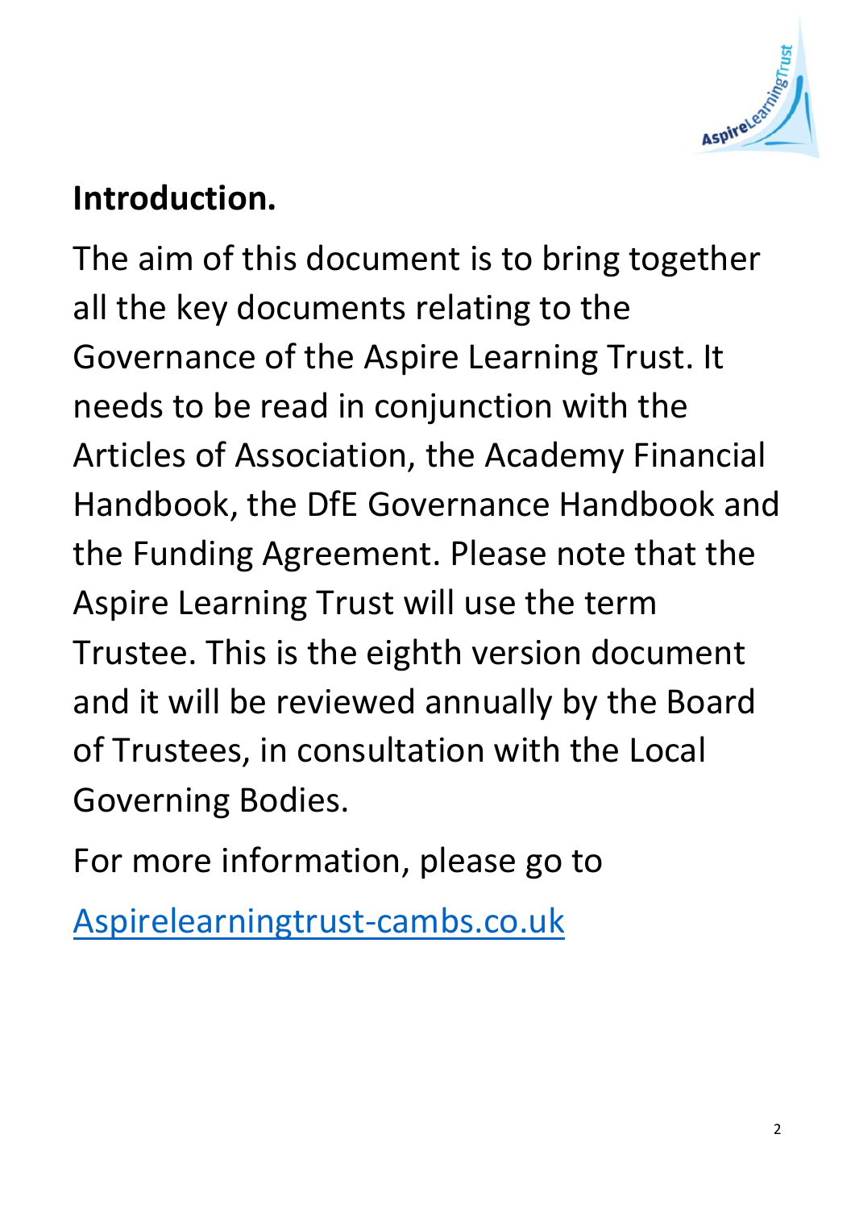## Introduction.

The aim of this document is to bring together all the key documents relating to the Governance of the Aspire Learning Trust. It needs to be read in conjunction with the Articles of Association, the Academy Financial Handbook, the DfE Governance Handbook and the Funding Agreement. Please note that the Aspire Learning Trust will use the term Trustee. This is the eighth version document and it will be reviewed annually by the Board of Trustees, in consultation with the Local Governing Bodies.

For more information, please go to

[Aspirelearningtrust-cambs.co.uk](Aspirelearningtrust-cambs.co.uk)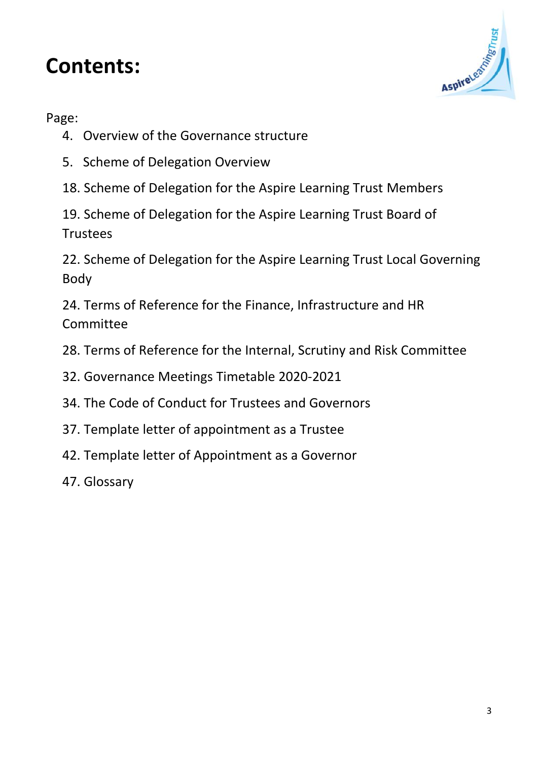# Contents:

Page:

4. Overview of the Governance structure

5. Scheme of Delegation Overview

18. Scheme of Delegation for the Aspire Learning Trust Members

19. Scheme of Delegation for the Aspire Learning Trust Board of Trustees

22. Scheme of Delegation for the Aspire Learning Trust Local Governing Body

24. Terms of Reference for the Finance, Infrastructure and HR Committee

28. Terms of Reference for the Internal, Scrutiny and Risk Committee

32. Governance Meetings Timetable 2020-2021

34. The Code of Conduct for Trustees and Governors

37. Template letter of appointment as a Trustee

42. Template letter of Appointment as a Governor

47. Glossary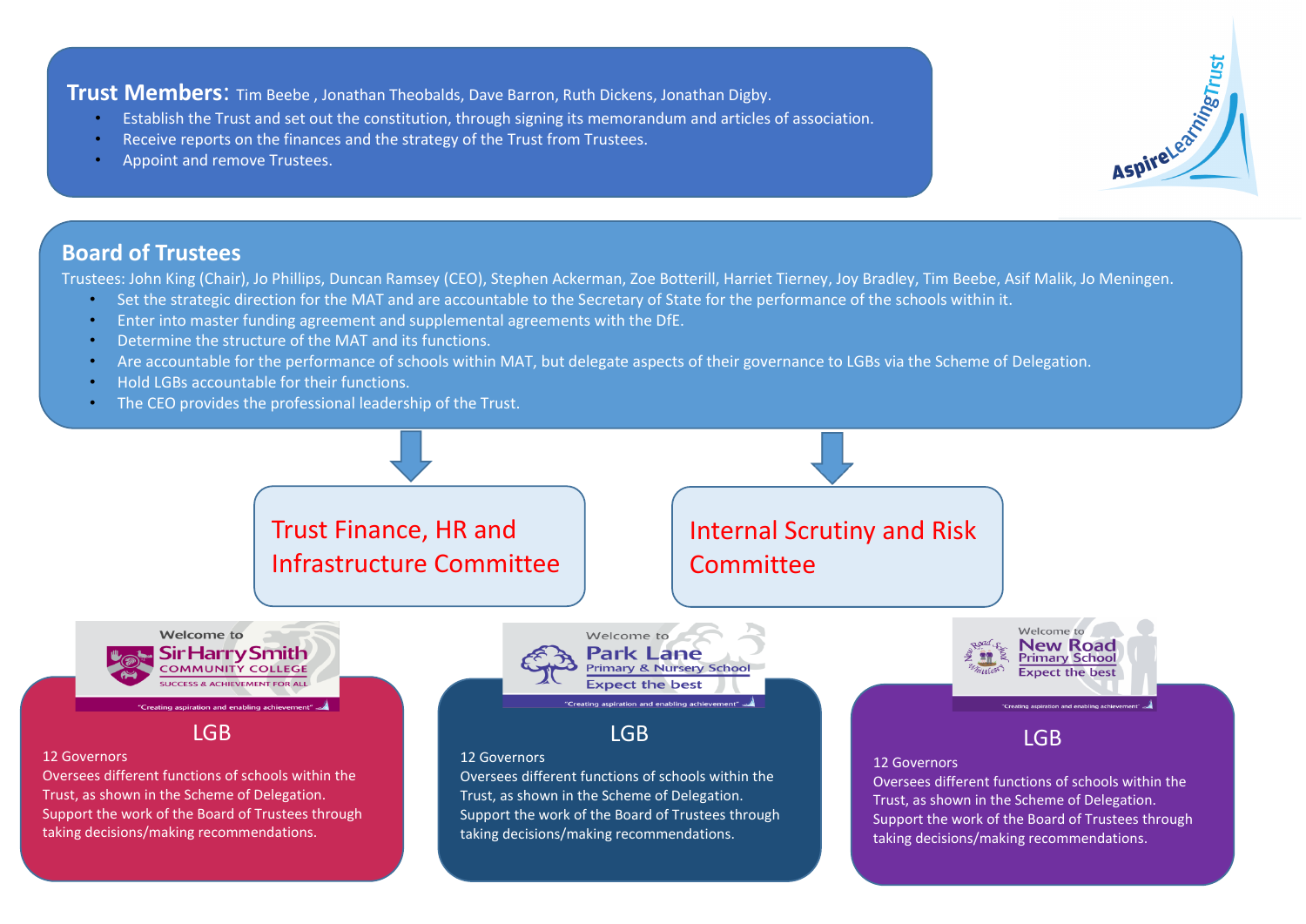## Trust Members: Tim Beebe , Jonathan Theobalds, Dave Barron, Ruth Dickens, Jonathan Digby.

- Establish the Trust and set out the constitution, through signing its memorandum and articles of association.
- Receive reports on the finances and the strategy of the Trust from Trustees.
- Appoint and remove Trustees.

AspireLearningTrust

## Board of Trustees

Trustees: John King (Chair), Jo Phillips, Duncan Ramsey (CEO), Stephen Ackerman, Zoe Botterill, Harriet Tierney, Joy Bradley, Tim Beebe, Asif Malik, Jo Meningen.

- Set the strategic direction for the MAT and are accountable to the Secretary of State for the performance of the schools within it.
- Enter into master funding agreement and supplemental agreements with the DfE.
- Determine the structure of the MAT and its functions.
- Are accountable for the performance of schools within MAT, but delegate aspects of their governance to LGBs via the Scheme of Delegation.
- Hold LGBs accountable for their functions.
- The CEO provides the professional leadership of the Trust.

### Trust Finance, HR and Infrastructure Committee

### Internal Scrutiny and Risk Committee

Welcome to Sir Harry Smith Community College – Success & Achievement for All – "Creating aspiration and enabling achievement"

**LGB**

12 Governors
Oversees different functions of schools within the Trust, as shown in the Scheme of Delegation.
Support the work of the Board of Trustees through taking decisions/making recommendations.

Welcome to Park Lane Primary & Nursery School – Expect the best – "Creating aspiration and enabling achievement"

**LGB**

12 Governors
Oversees different functions of schools within the Trust, as shown in the Scheme of Delegation.
Support the work of the Board of Trustees through taking decisions/making recommendations.

Welcome to New Road Primary School – Expect the best – "Creating aspiration and enabling achievement"

**LGB**

12 Governors
Oversees different functions of schools within the Trust, as shown in the Scheme of Delegation.
Support the work of the Board of Trustees through taking decisions/making recommendations.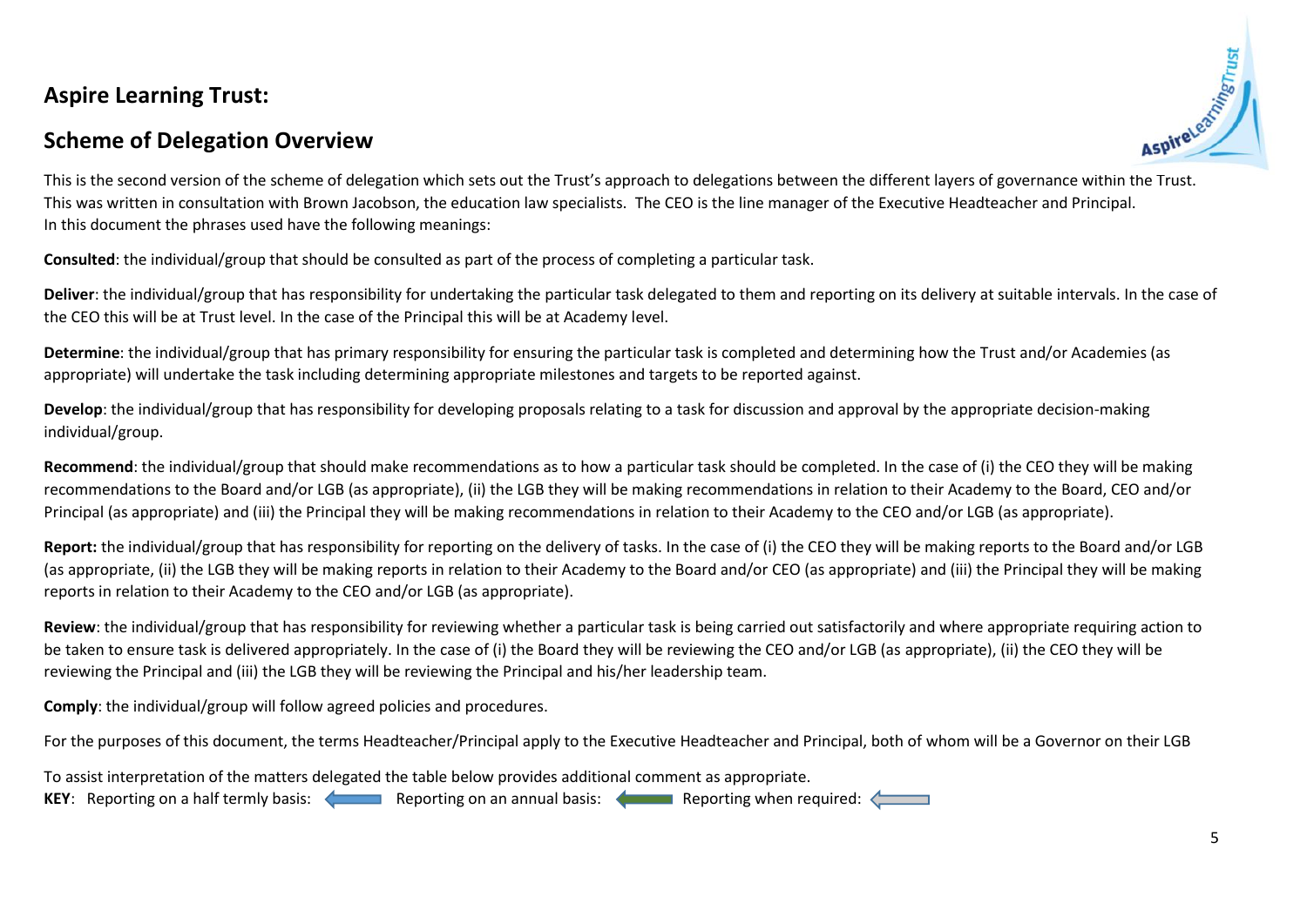## Aspire Learning Trust:

## Scheme of Delegation Overview

This is the second version of the scheme of delegation which sets out the Trust's approach to delegations between the different layers of governance within the Trust. This was written in consultation with Brown Jacobson, the education law specialists. The CEO is the line manager of the Executive Headteacher and Principal.
In this document the phrases used have the following meanings:

**Consulted**: the individual/group that should be consulted as part of the process of completing a particular task.

**Deliver**: the individual/group that has responsibility for undertaking the particular task delegated to them and reporting on its delivery at suitable intervals. In the case of the CEO this will be at Trust level. In the case of the Principal this will be at Academy level.

**Determine**: the individual/group that has primary responsibility for ensuring the particular task is completed and determining how the Trust and/or Academies (as appropriate) will undertake the task including determining appropriate milestones and targets to be reported against.

**Develop**: the individual/group that has responsibility for developing proposals relating to a task for discussion and approval by the appropriate decision-making individual/group.

**Recommend**: the individual/group that should make recommendations as to how a particular task should be completed. In the case of (i) the CEO they will be making recommendations to the Board and/or LGB (as appropriate), (ii) the LGB they will be making recommendations in relation to their Academy to the Board, CEO and/or Principal (as appropriate) and (iii) the Principal they will be making recommendations in relation to their Academy to the CEO and/or LGB (as appropriate).

**Report:** the individual/group that has responsibility for reporting on the delivery of tasks. In the case of (i) the CEO they will be making reports to the Board and/or LGB (as appropriate, (ii) the LGB they will be making reports in relation to their Academy to the Board and/or CEO (as appropriate) and (iii) the Principal they will be making reports in relation to their Academy to the CEO and/or LGB (as appropriate).

**Review**: the individual/group that has responsibility for reviewing whether a particular task is being carried out satisfactorily and where appropriate requiring action to be taken to ensure task is delivered appropriately. In the case of (i) the Board they will be reviewing the CEO and/or LGB (as appropriate), (ii) the CEO they will be reviewing the Principal and (iii) the LGB they will be reviewing the Principal and his/her leadership team.

**Comply**: the individual/group will follow agreed policies and procedures.

For the purposes of this document, the terms Headteacher/Principal apply to the Executive Headteacher and Principal, both of whom will be a Governor on their LGB

To assist interpretation of the matters delegated the table below provides additional comment as appropriate.
**KEY**: Reporting on a half termly basis: ← Reporting on an annual basis: ← Reporting when required: ←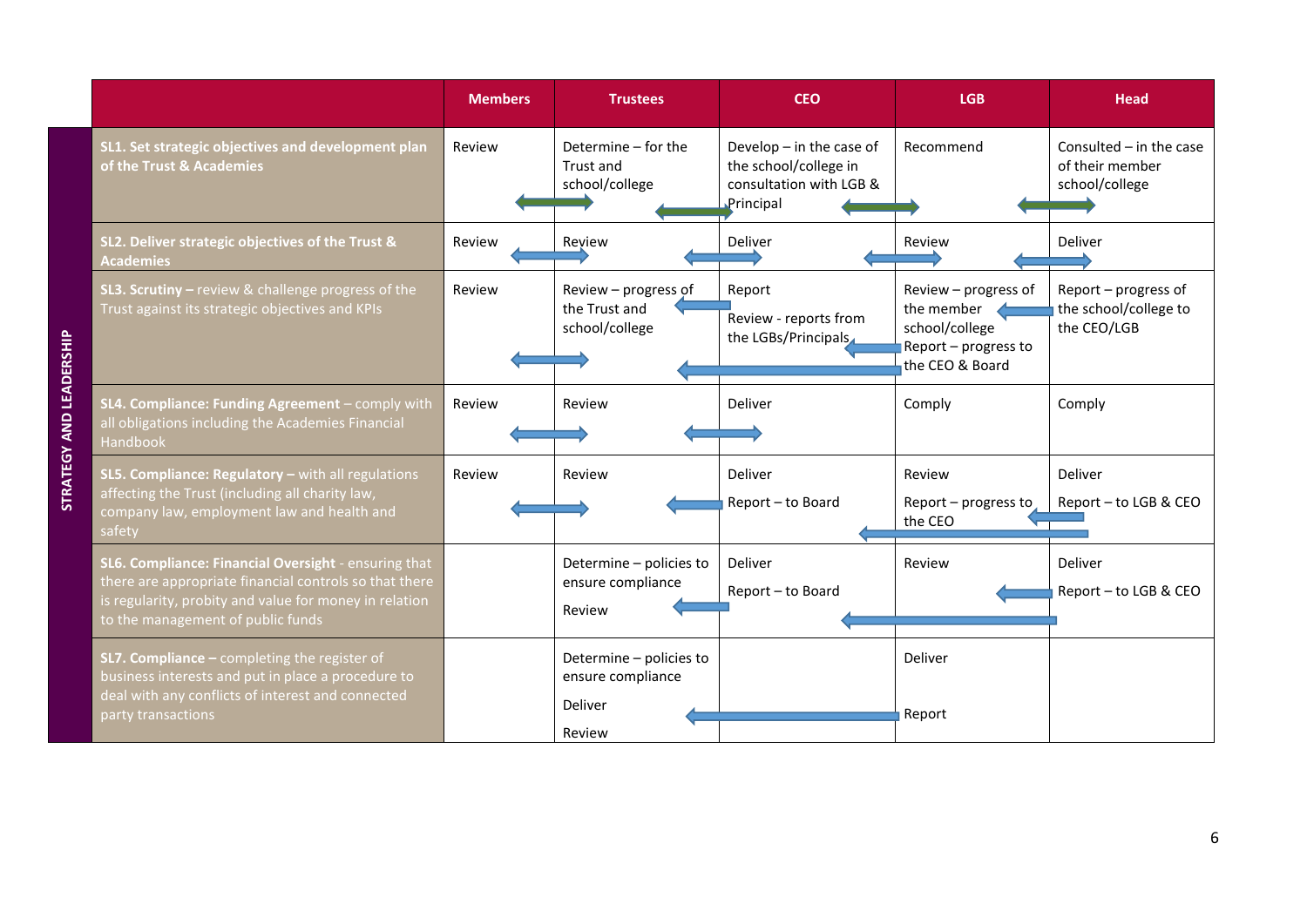| STRATEGY AND LEADERSHIP | | Members | Trustees | CEO | LGB | Head |
|---|---|---|---|---|---|---|
| | **SL1. Set strategic objectives and development plan of the Trust & Academies** | Review | Determine – for the Trust and school/college | Develop – in the case of the school/college in consultation with LGB & Principal | Recommend | Consulted – in the case of their member school/college |
| | **SL2. Deliver strategic objectives of the Trust & Academies** | Review | Review | Deliver | Review | Deliver |
| | **SL3. Scrutiny –** review & challenge progress of the Trust against its strategic objectives and KPIs | Review | Review – progress of the Trust and school/college | Report<br><br>Review - reports from the LGBs/Principals | Review – progress of the member school/college<br>Report – progress to the CEO & Board | Report – progress of the school/college to the CEO/LGB |
| | **SL4. Compliance: Funding Agreement** – comply with all obligations including the Academies Financial Handbook | Review | Review | Deliver | Comply | Comply |
| | **SL5. Compliance: Regulatory –** with all regulations affecting the Trust (including all charity law, company law, employment law and health and safety | Review | Review | Deliver<br><br>Report – to Board | Review<br><br>Report – progress to the CEO | Deliver<br><br>Report – to LGB & CEO |
| | **SL6. Compliance: Financial Oversight** - ensuring that there are appropriate financial controls so that there is regularity, probity and value for money in relation to the management of public funds | | Determine – policies to ensure compliance<br><br>Review | Deliver<br><br>Report – to Board | Review | Deliver<br><br>Report – to LGB & CEO |
| | **SL7. Compliance –** completing the register of business interests and put in place a procedure to deal with any conflicts of interest and connected party transactions | | Determine – policies to ensure compliance<br><br>Deliver<br><br>Review | | Deliver<br><br>Report | |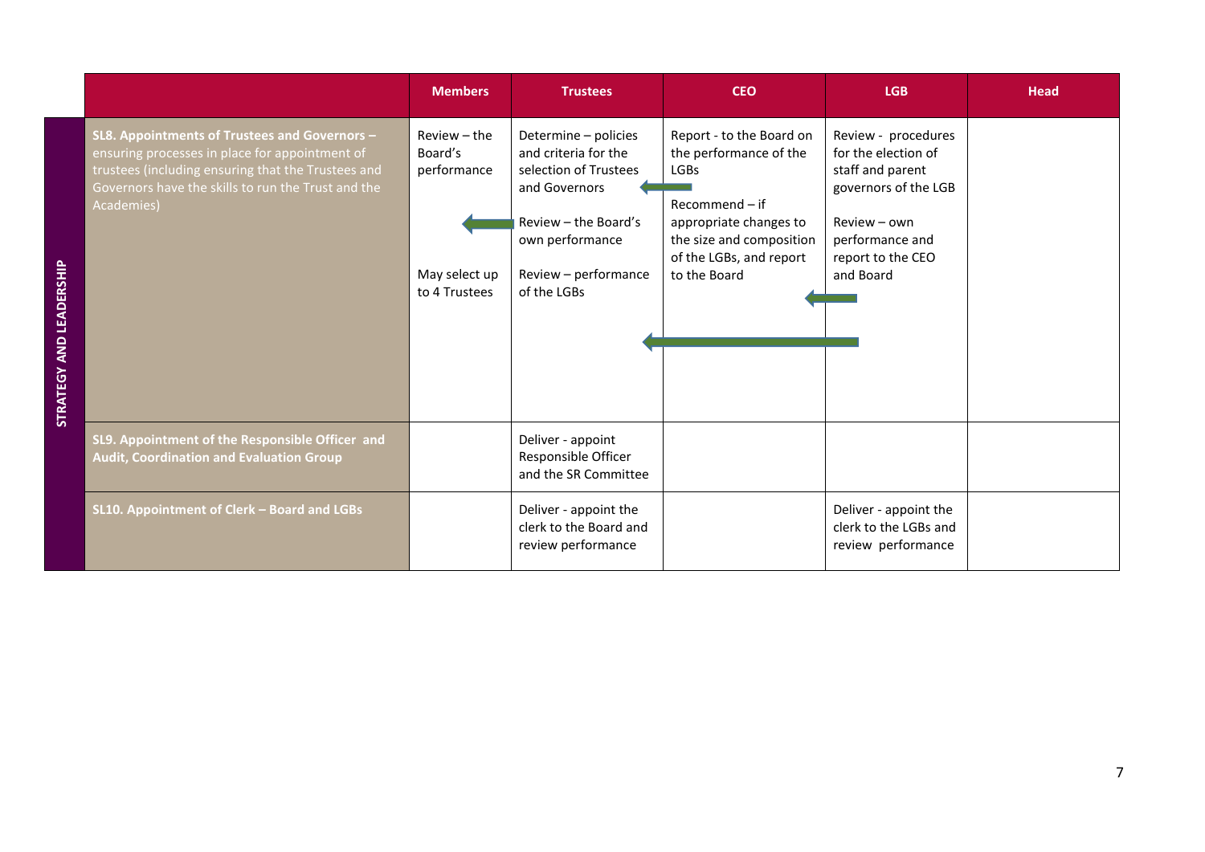| | | Members | Trustees | CEO | LGB | Head |
|---|---|---|---|---|---|---|
| STRATEGY AND LEADERSHIP | **SL8. Appointments of Trustees and Governors –** ensuring processes in place for appointment of trustees (including ensuring that the Trustees and Governors have the skills to run the Trust and the Academies) | Review – the Board's performance<br><br>May select up to 4 Trustees | Determine – policies and criteria for the selection of Trustees and Governors<br><br>Review – the Board's own performance<br><br>Review – performance of the LGBs | Report - to the Board on the performance of the LGBs<br><br>Recommend – if appropriate changes to the size and composition of the LGBs, and report to the Board | Review - procedures for the election of staff and parent governors of the LGB<br><br>Review – own performance and report to the CEO and Board | |
| | **SL9. Appointment of the Responsible Officer and Audit, Coordination and Evaluation Group** | | Deliver - appoint Responsible Officer and the SR Committee | | | |
| | **SL10. Appointment of Clerk – Board and LGBs** | | Deliver - appoint the clerk to the Board and review performance | | Deliver - appoint the clerk to the LGBs and review performance | |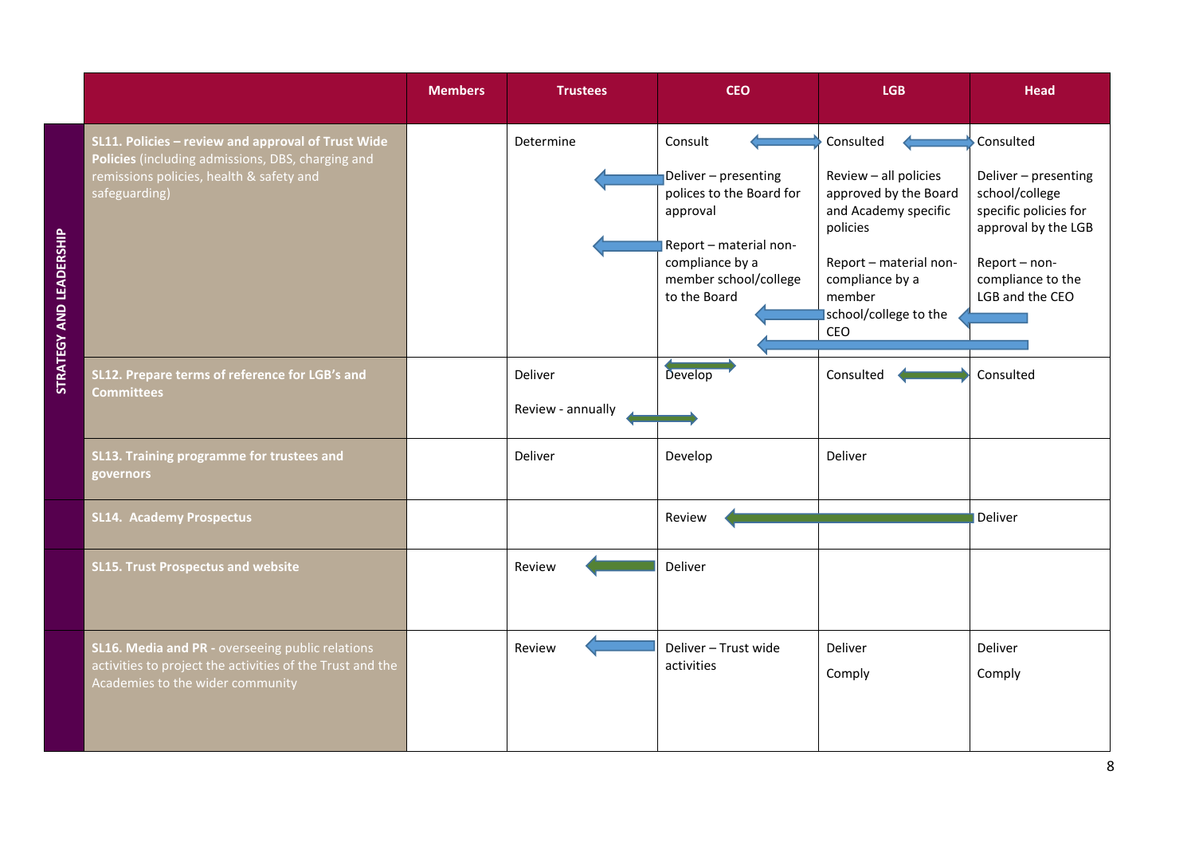| STRATEGY AND LEADERSHIP | | Members | Trustees | CEO | LGB | Head |
|---|---|---|---|---|---|---|
| | **SL11. Policies – review and approval of Trust Wide Policies** (including admissions, DBS, charging and remissions policies, health & safety and safeguarding) | | Determine | Consult<br><br>Deliver – presenting polices to the Board for approval<br><br>Report – material non-compliance by a member school/college to the Board | Consulted<br><br>Review – all policies approved by the Board and Academy specific policies<br><br>Report – material non-compliance by a member school/college to the CEO | Consulted<br><br>Deliver – presenting school/college specific policies for approval by the LGB<br><br>Report – non-compliance to the LGB and the CEO |
| | **SL12. Prepare terms of reference for LGB's and Committees** | | Deliver<br><br>Review - annually | Develop | Consulted | Consulted |
| | **SL13. Training programme for trustees and governors** | | Deliver | Develop | Deliver | |
| | **SL14. Academy Prospectus** | | | Review | | Deliver |
| | **SL15. Trust Prospectus and website** | | Review | Deliver | | |
| | **SL16. Media and PR** - overseeing public relations activities to project the activities of the Trust and the Academies to the wider community | | Review | Deliver – Trust wide activities | Deliver<br><br>Comply | Deliver<br><br>Comply |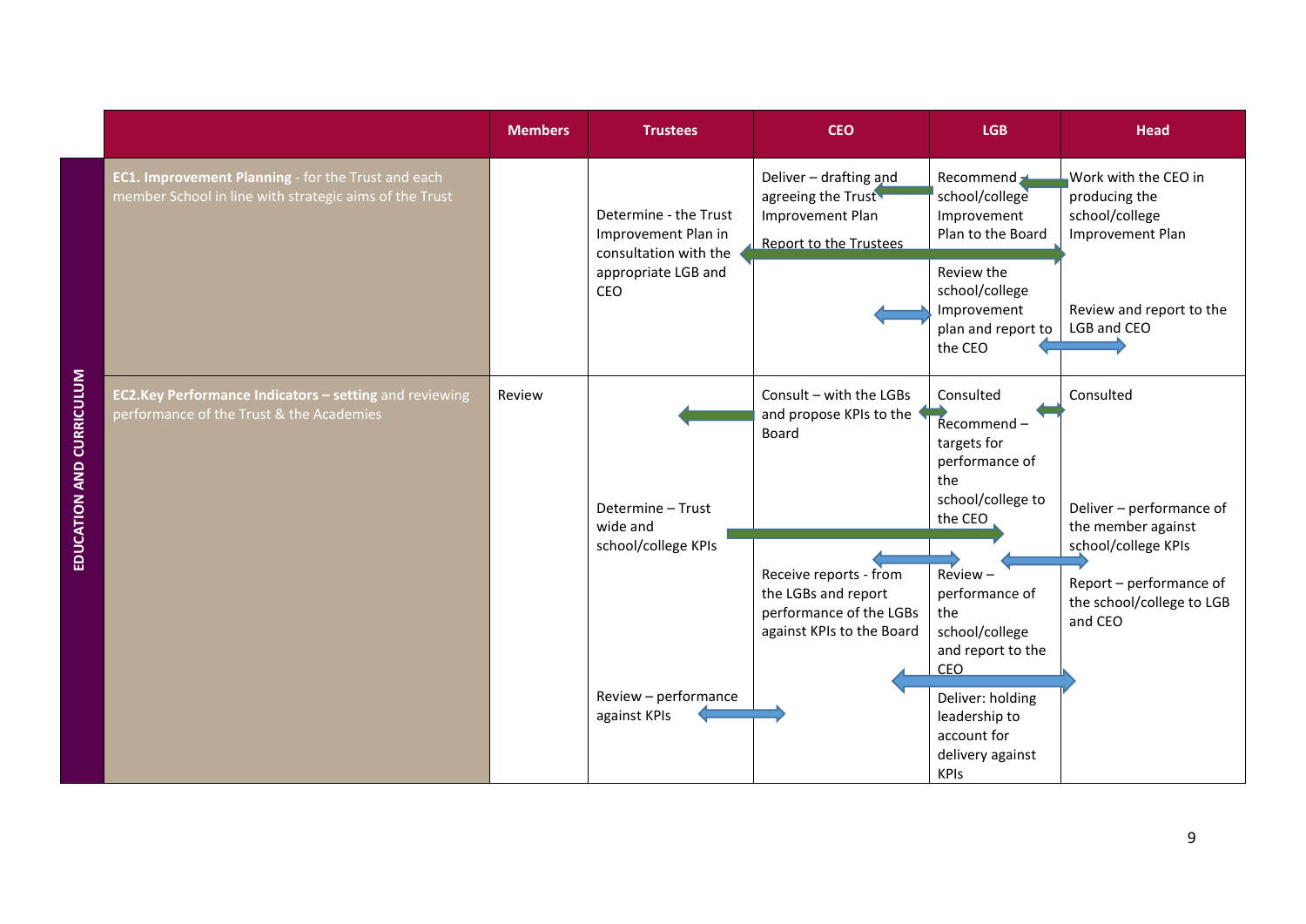| EDUCATION AND CURRICULUM | | Members | Trustees | CEO | LGB | Head |
|---|---|---|---|---|---|---|
| | **EC1. Improvement Planning** - for the Trust and each member School in line with strategic aims of the Trust | | Determine - the Trust Improvement Plan in consultation with the appropriate LGB and CEO | Deliver – drafting and agreeing the Trust Improvement Plan<br><br>Report to the Trustees | Recommend – school/college Improvement Plan to the Board<br><br>Review the school/college Improvement plan and report to the CEO | Work with the CEO in producing the school/college Improvement Plan<br><br>Review and report to the LGB and CEO |
| | **EC2.Key Performance Indicators – setting** and reviewing performance of the Trust & the Academies | Review | Determine – Trust wide and school/college KPIs<br><br>Review – performance against KPIs | Consult – with the LGBs and propose KPIs to the Board<br><br>Receive reports - from the LGBs and report performance of the LGBs against KPIs to the Board | Consulted<br><br>Recommend – targets for performance of the school/college to the CEO<br><br>Review – performance of the school/college and report to the CEO<br><br>Deliver: holding leadership to account for delivery against KPIs | Consulted<br><br>Deliver – performance of the member against school/college KPIs<br><br>Report – performance of the school/college to LGB and CEO |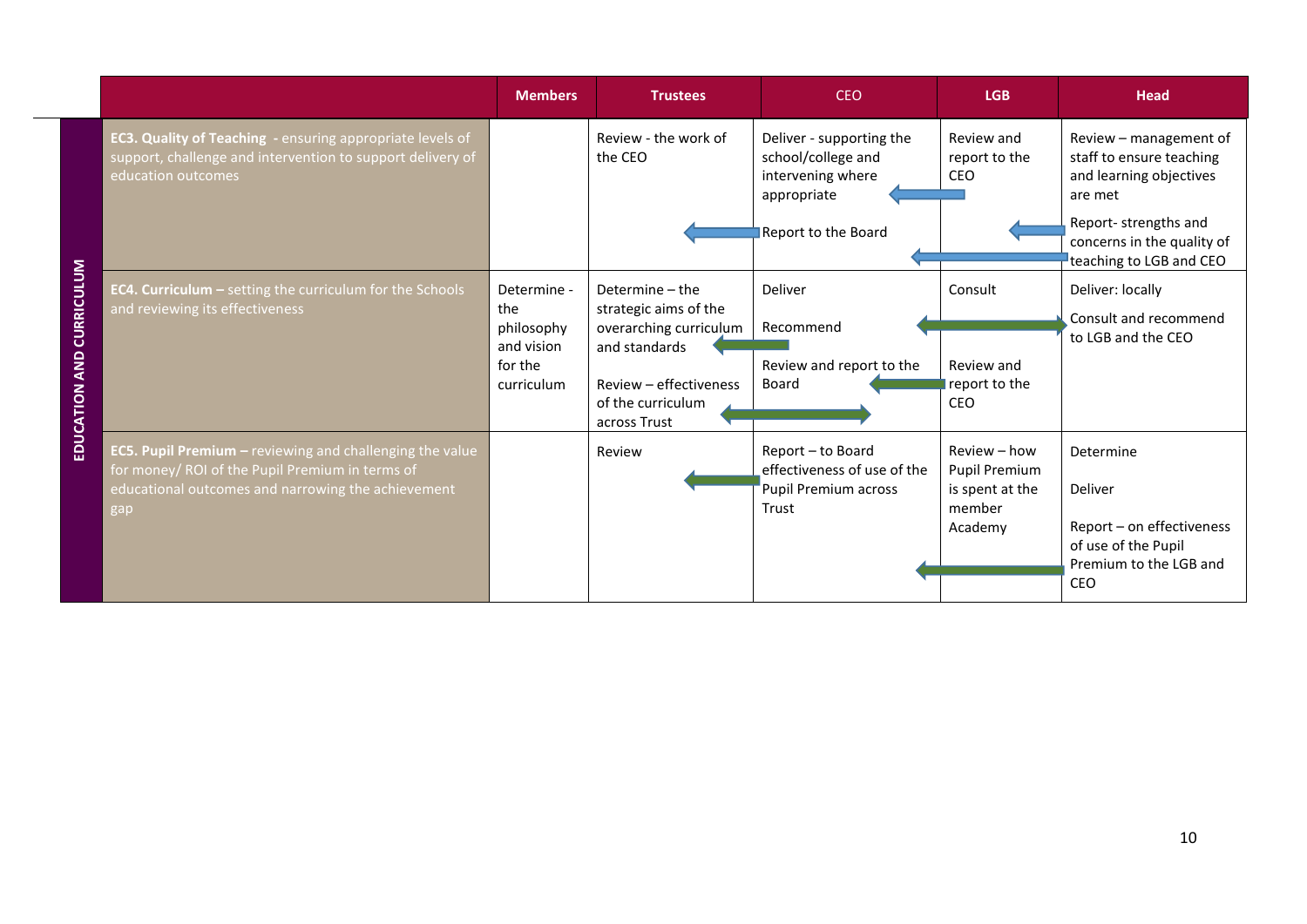| EDUCATION AND CURRICULUM | | Members | Trustees | CEO | LGB | Head |
|---|---|---|---|---|---|---|
| | **EC3. Quality of Teaching** - ensuring appropriate levels of support, challenge and intervention to support delivery of education outcomes | | Review - the work of the CEO | Deliver - supporting the school/college and intervening where appropriate<br><br>Report to the Board | Review and report to the CEO | Review – management of staff to ensure teaching and learning objectives are met<br><br>Report- strengths and concerns in the quality of teaching to LGB and CEO |
| | **EC4. Curriculum –** setting the curriculum for the Schools and reviewing its effectiveness | Determine - the philosophy and vision for the curriculum | Determine – the strategic aims of the overarching curriculum and standards<br><br>Review – effectiveness of the curriculum across Trust | Deliver<br><br>Recommend<br><br>Review and report to the Board | Consult<br><br>Review and report to the CEO | Deliver: locally<br><br>Consult and recommend to LGB and the CEO |
| | **EC5. Pupil Premium –** reviewing and challenging the value for money/ ROI of the Pupil Premium in terms of educational outcomes and narrowing the achievement gap | | Review | Report – to Board effectiveness of use of the Pupil Premium across Trust | Review – how Pupil Premium is spent at the member Academy | Determine<br><br>Deliver<br><br>Report – on effectiveness of use of the Pupil Premium to the LGB and CEO |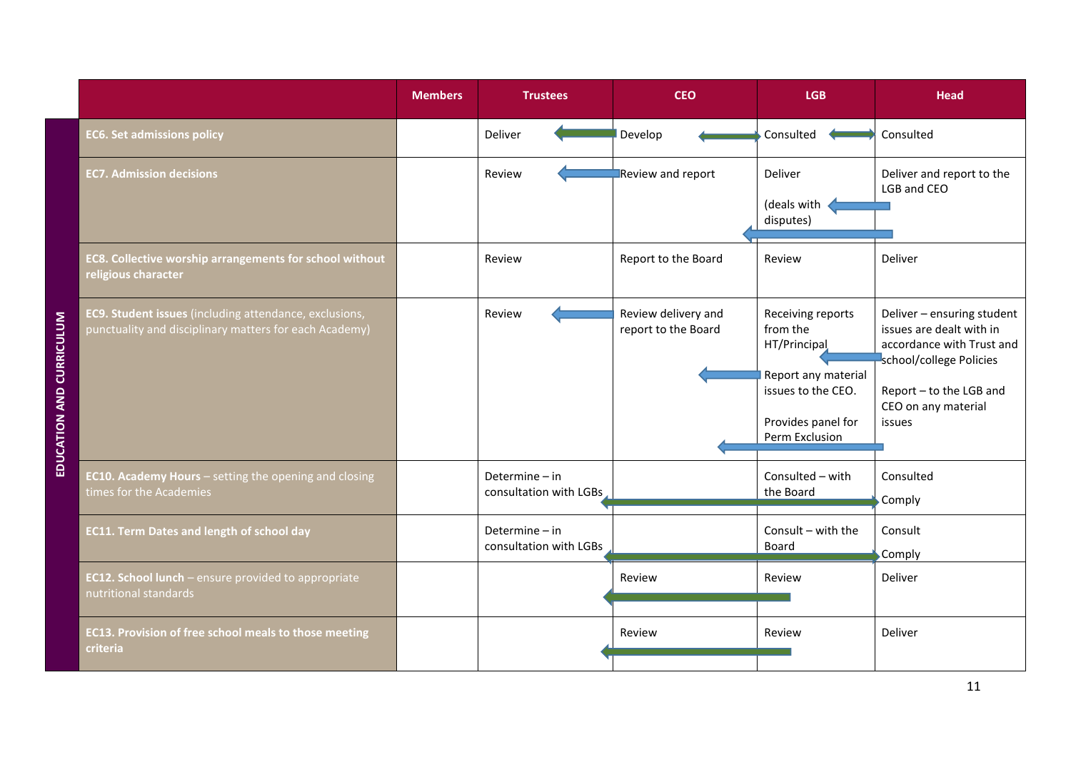| EDUCATION AND CURRICULUM | | Members | Trustees | CEO | LGB | Head |
|---|---|---|---|---|---|---|
| | **EC6. Set admissions policy** | | Deliver | Develop | Consulted | Consulted |
| | **EC7. Admission decisions** | | Review | Review and report | Deliver<br><br>(deals with disputes) | Deliver and report to the LGB and CEO |
| | **EC8. Collective worship arrangements for school without religious character** | | Review | Report to the Board | Review | Deliver |
| | **EC9. Student issues** (including attendance, exclusions, punctuality and disciplinary matters for each Academy) | | Review | Review delivery and report to the Board | Receiving reports from the HT/Principal<br><br>Report any material issues to the CEO.<br><br>Provides panel for Perm Exclusion | Deliver – ensuring student issues are dealt with in accordance with Trust and school/college Policies<br><br>Report – to the LGB and CEO on any material issues |
| | **EC10. Academy Hours** – setting the opening and closing times for the Academies | | Determine – in consultation with LGBs | | Consulted – with the Board | Consulted<br><br>Comply |
| | **EC11. Term Dates and length of school day** | | Determine – in consultation with LGBs | | Consult – with the Board | Consult<br><br>Comply |
| | **EC12. School lunch** – ensure provided to appropriate nutritional standards | | | Review | Review | Deliver |
| | **EC13. Provision of free school meals to those meeting criteria** | | | Review | Review | Deliver |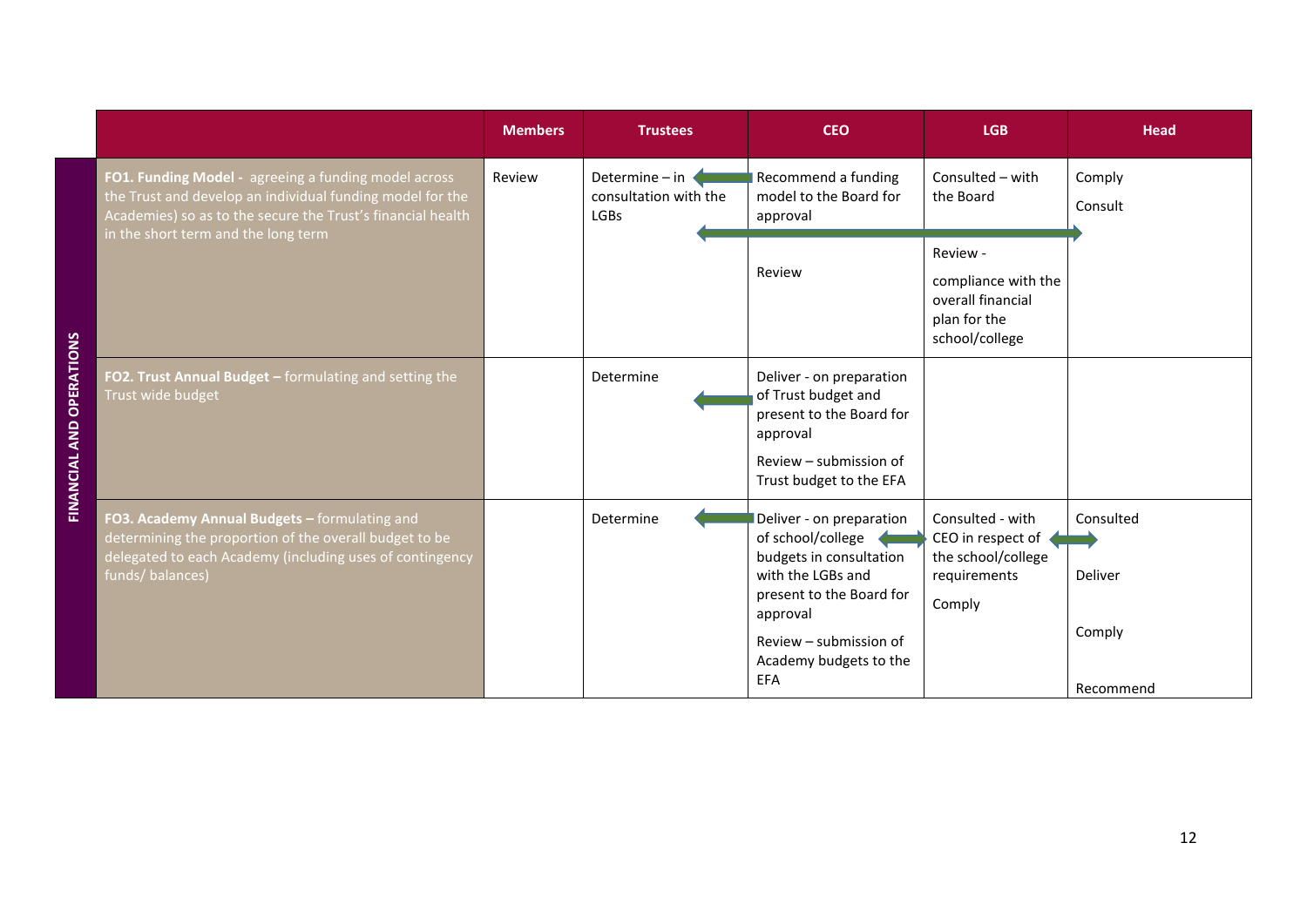| FINANCIAL AND OPERATIONS | | Members | Trustees | CEO | LGB | Head |
|---|---|---|---|---|---|---|
| | **FO1. Funding Model -** agreeing a funding model across the Trust and develop an individual funding model for the Academies) so as to the secure the Trust's financial health in the short term and the long term | Review | Determine – in consultation with the LGBs | Recommend a funding model to the Board for approval<br><br>Review | Consulted – with the Board<br><br>Review -<br><br>compliance with the overall financial plan for the school/college | Comply<br><br>Consult |
| | **FO2. Trust Annual Budget –** formulating and setting the Trust wide budget | | Determine | Deliver - on preparation of Trust budget and present to the Board for approval<br><br>Review – submission of Trust budget to the EFA | | |
| | **FO3. Academy Annual Budgets –** formulating and determining the proportion of the overall budget to be delegated to each Academy (including uses of contingency funds/ balances) | | Determine | Deliver - on preparation of school/college budgets in consultation with the LGBs and present to the Board for approval<br><br>Review – submission of Academy budgets to the EFA | Consulted - with CEO in respect of the school/college requirements<br><br>Comply | Consulted<br><br>Deliver<br><br>Comply<br><br>Recommend |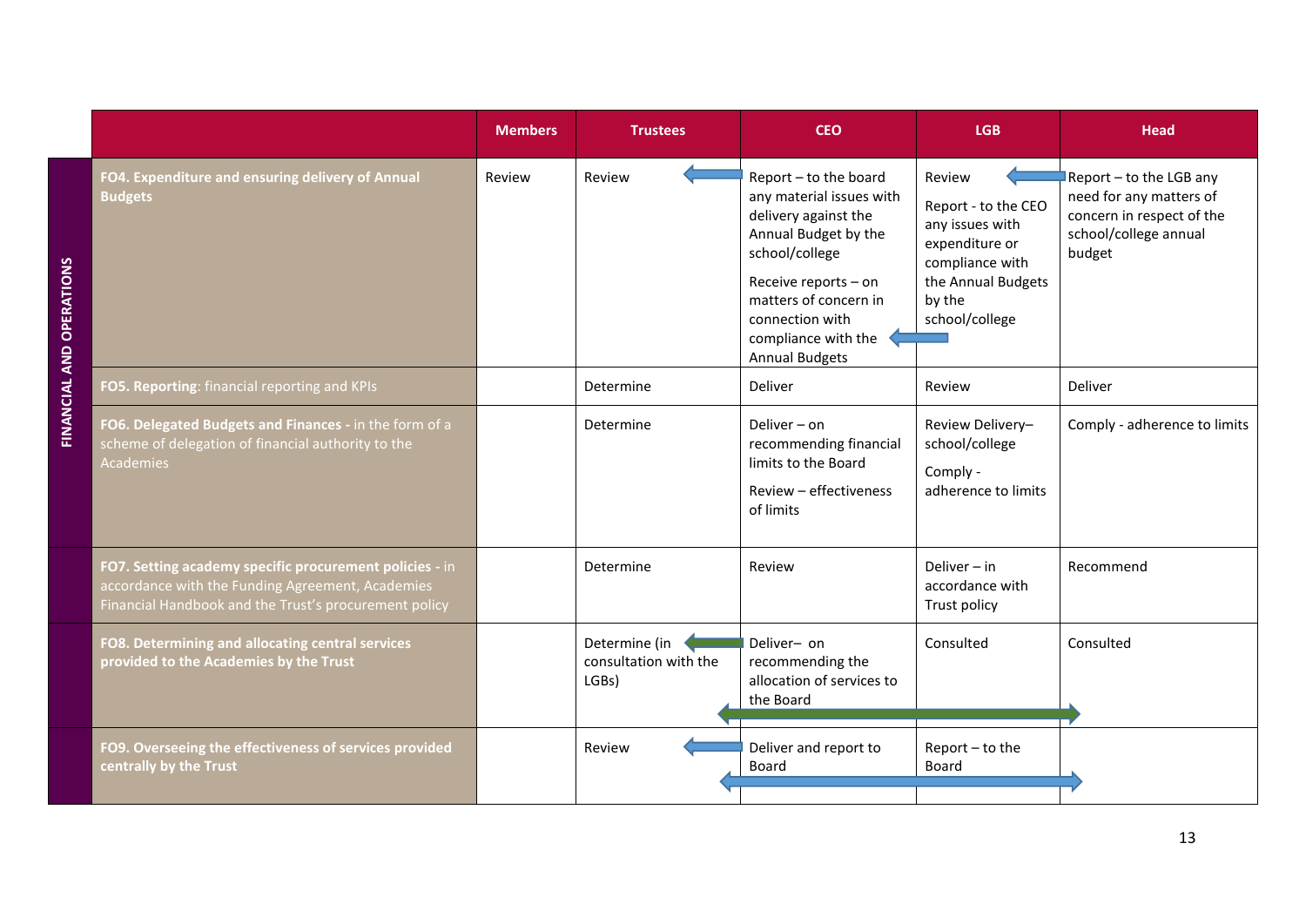| FINANCIAL AND OPERATIONS | | Members | Trustees | CEO | LGB | Head |
|---|---|---|---|---|---|---|
| | **FO4. Expenditure and ensuring delivery of Annual Budgets** | Review | Review | Report – to the board any material issues with delivery against the Annual Budget by the school/college<br><br>Receive reports – on matters of concern in connection with compliance with the Annual Budgets | Review<br><br>Report - to the CEO any issues with expenditure or compliance with the Annual Budgets by the school/college | Report – to the LGB any need for any matters of concern in respect of the school/college annual budget |
| | **FO5. Reporting**: financial reporting and KPIs | | Determine | Deliver | Review | Deliver |
| | **FO6. Delegated Budgets and Finances -** in the form of a scheme of delegation of financial authority to the Academies | | Determine | Deliver – on recommending financial limits to the Board<br><br>Review – effectiveness of limits | Review Delivery– school/college<br><br>Comply - adherence to limits | Comply - adherence to limits |
| | **FO7. Setting academy specific procurement policies -** in accordance with the Funding Agreement, Academies Financial Handbook and the Trust's procurement policy | | Determine | Review | Deliver – in accordance with Trust policy | Recommend |
| | **FO8. Determining and allocating central services provided to the Academies by the Trust** | | Determine (in consultation with the LGBs) | Deliver– on recommending the allocation of services to the Board | Consulted | Consulted |
| | **FO9. Overseeing the effectiveness of services provided centrally by the Trust** | | Review | Deliver and report to Board | Report – to the Board | |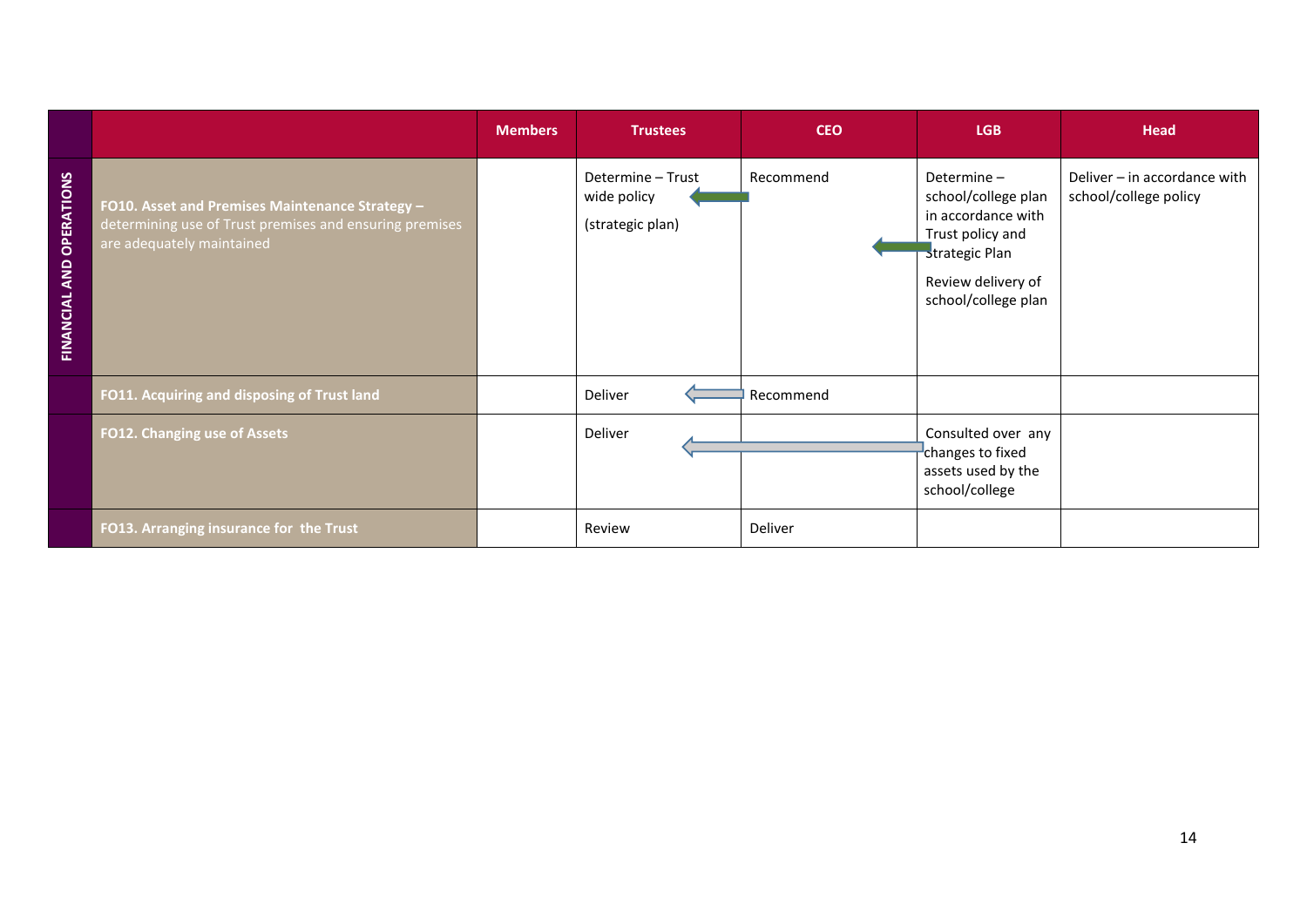| FINANCIAL AND OPERATIONS | | Members | Trustees | CEO | LGB | Head |
|---|---|---|---|---|---|---|
| | **FO10. Asset and Premises Maintenance Strategy –** determining use of Trust premises and ensuring premises are adequately maintained | | Determine – Trust wide policy (strategic plan) | Recommend | Determine – school/college plan in accordance with Trust policy and Strategic Plan<br>Review delivery of school/college plan | Deliver – in accordance with school/college policy |
| | **FO11. Acquiring and disposing of Trust land** | | Deliver | Recommend | | |
| | **FO12. Changing use of Assets** | | Deliver | | Consulted over any changes to fixed assets used by the school/college | |
| | **FO13. Arranging insurance for the Trust** | | Review | Deliver | | |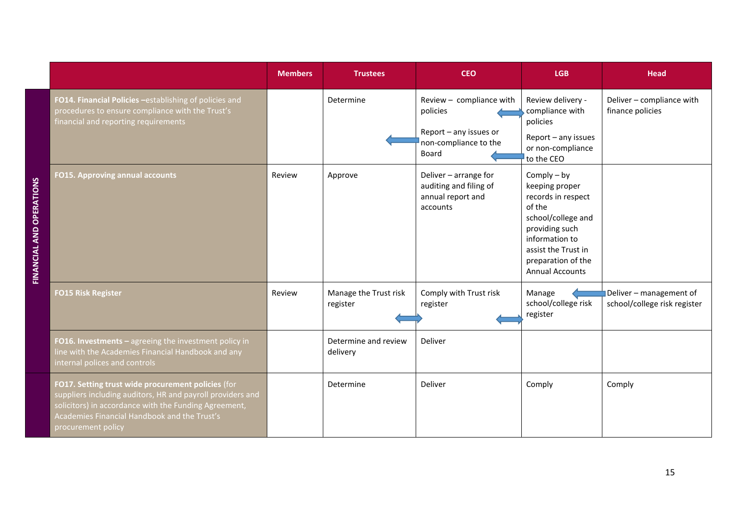| FINANCIAL AND OPERATIONS | | Members | Trustees | CEO | LGB | Head |
|---|---|---|---|---|---|---|
| | **FO14. Financial Policies –** establishing of policies and procedures to ensure compliance with the Trust's financial and reporting requirements | | Determine | Review – compliance with policies<br><br>Report – any issues or non-compliance to the Board | Review delivery - compliance with policies<br><br>Report – any issues or non-compliance to the CEO | Deliver – compliance with finance policies |
| | **FO15. Approving annual accounts** | Review | Approve | Deliver – arrange for auditing and filing of annual report and accounts | Comply – by keeping proper records in respect of the school/college and providing such information to assist the Trust in preparation of the Annual Accounts | |
| | **FO15 Risk Register** | Review | Manage the Trust risk register | Comply with Trust risk register | Manage school/college risk register | Deliver – management of school/college risk register |
| | **FO16. Investments –** agreeing the investment policy in line with the Academies Financial Handbook and any internal polices and controls | | Determine and review delivery | Deliver | | |
| | **FO17. Setting trust wide procurement policies** (for suppliers including auditors, HR and payroll providers and solicitors) in accordance with the Funding Agreement, Academies Financial Handbook and the Trust's procurement policy | | Determine | Deliver | Comply | Comply |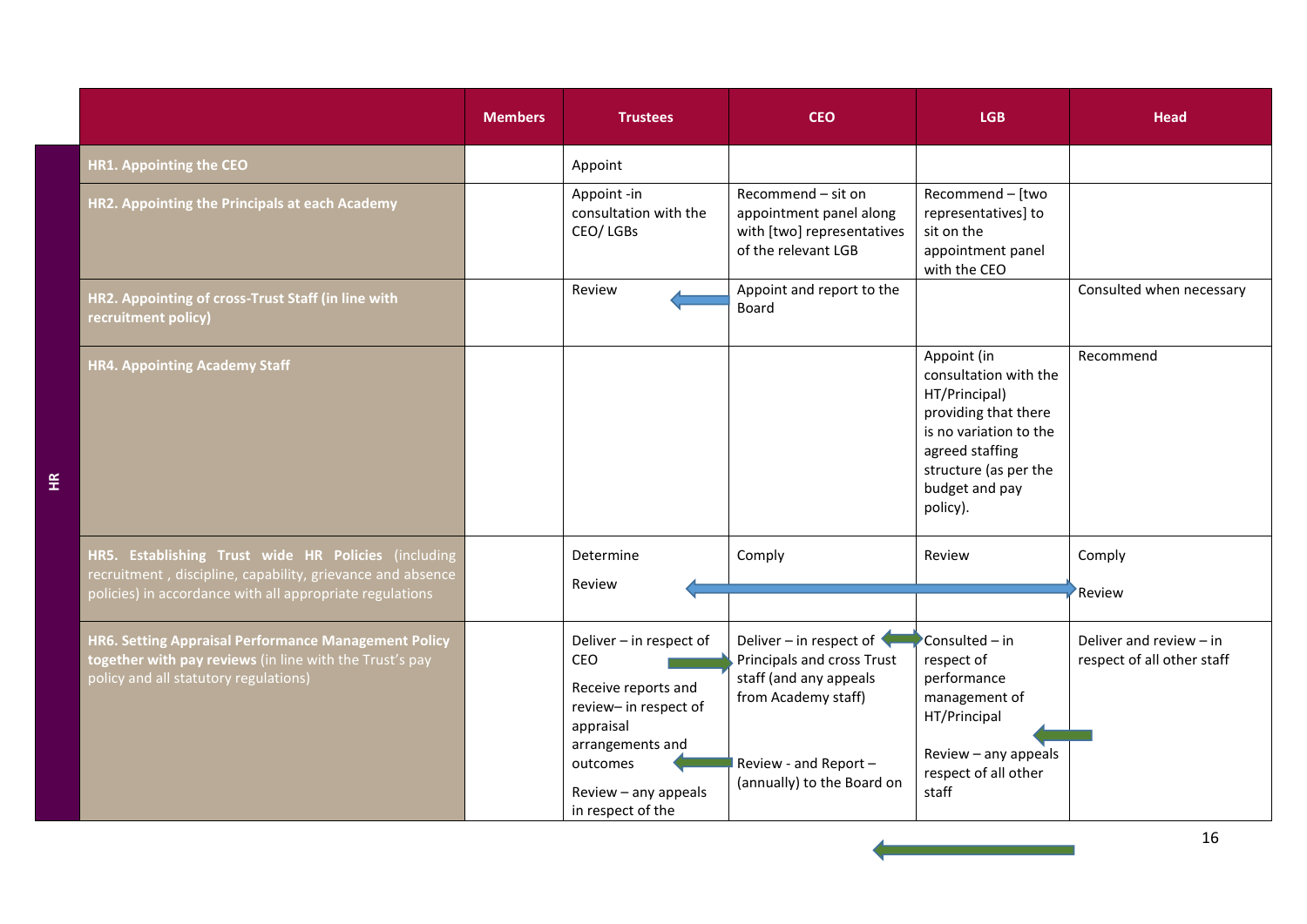| | | Members | Trustees | CEO | LGB | Head |
|---|---|---|---|---|---|---|
| HR | **HR1. Appointing the CEO** | | Appoint | | | |
| | **HR2. Appointing the Principals at each Academy** | | Appoint -in consultation with the CEO/ LGBs | Recommend – sit on appointment panel along with [two] representatives of the relevant LGB | Recommend – [two representatives] to sit on the appointment panel with the CEO | |
| | **HR2. Appointing of cross-Trust Staff (in line with recruitment policy)** | | Review | Appoint and report to the Board | | Consulted when necessary |
| | **HR4. Appointing Academy Staff** | | | | Appoint (in consultation with the HT/Principal) providing that there is no variation to the agreed staffing structure (as per the budget and pay policy). | Recommend |
| | **HR5. Establishing Trust wide HR Policies** (including recruitment , discipline, capability, grievance and absence policies) in accordance with all appropriate regulations | | Determine<br><br>Review | Comply | Review | Comply<br><br>Review |
| | **HR6. Setting Appraisal Performance Management Policy together with pay reviews** (in line with the Trust's pay policy and all statutory regulations) | | Deliver – in respect of CEO<br><br>Receive reports and review– in respect of appraisal arrangements and outcomes<br><br>Review – any appeals in respect of the | Deliver – in respect of Principals and cross Trust staff (and any appeals from Academy staff)<br><br>Review - and Report – (annually) to the Board on | Consulted – in respect of performance management of HT/Principal<br><br>Review – any appeals respect of all other staff | Deliver and review – in respect of all other staff |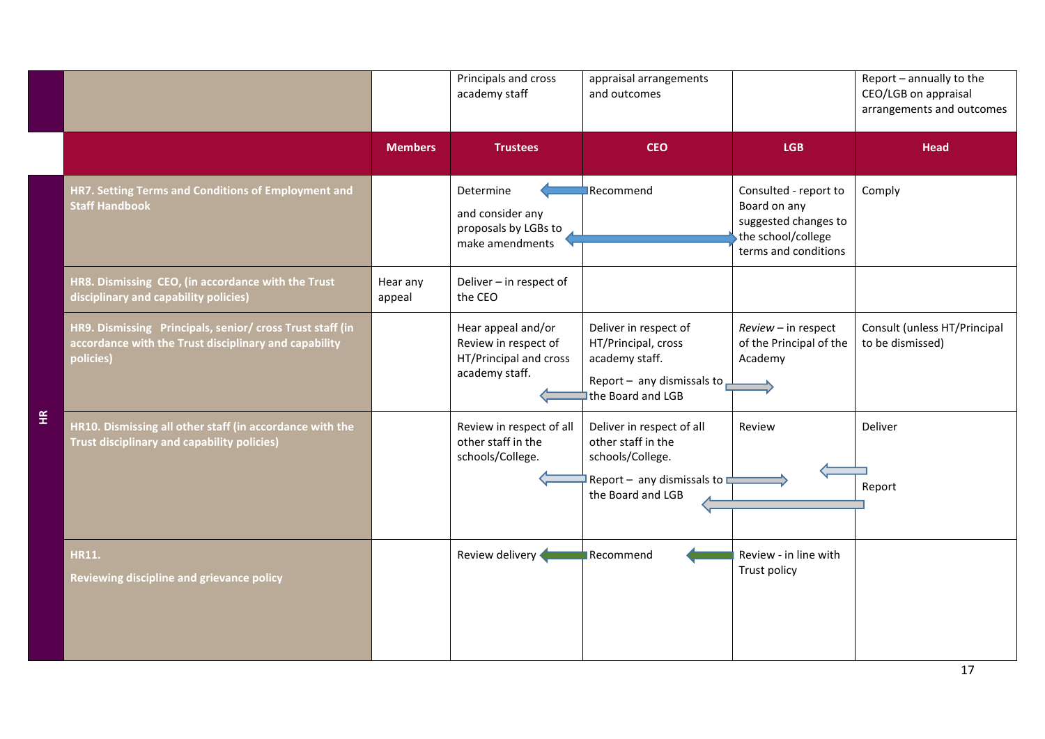| | | Members | Trustees | CEO | LGB | Head |
|---|---|---|---|---|---|---|
| | | | Principals and cross academy staff | appraisal arrangements and outcomes | | Report – annually to the CEO/LGB on appraisal arrangements and outcomes |
| | | **Members** | **Trustees** | **CEO** | **LGB** | **Head** |
| HR | **HR7. Setting Terms and Conditions of Employment and Staff Handbook** | | Determine<br><br>and consider any proposals by LGBs to make amendments | Recommend | Consulted - report to Board on any suggested changes to the school/college terms and conditions | Comply |
| | **HR8. Dismissing CEO, (in accordance with the Trust disciplinary and capability policies)** | Hear any appeal | Deliver – in respect of the CEO | | | |
| | **HR9. Dismissing Principals, senior/ cross Trust staff (in accordance with the Trust disciplinary and capability policies)** | | Hear appeal and/or Review in respect of HT/Principal and cross academy staff. | Deliver in respect of HT/Principal, cross academy staff.<br><br>Report – any dismissals to the Board and LGB | *Review* – in respect of the Principal of the Academy | Consult (unless HT/Principal to be dismissed) |
| | **HR10. Dismissing all other staff (in accordance with the Trust disciplinary and capability policies)** | | Review in respect of all other staff in the schools/College. | Deliver in respect of all other staff in the schools/College.<br><br>Report – any dismissals to the Board and LGB | Review | Deliver<br><br>Report |
| | **HR11.**<br><br>**Reviewing discipline and grievance policy** | | Review delivery | Recommend | Review - in line with Trust policy | |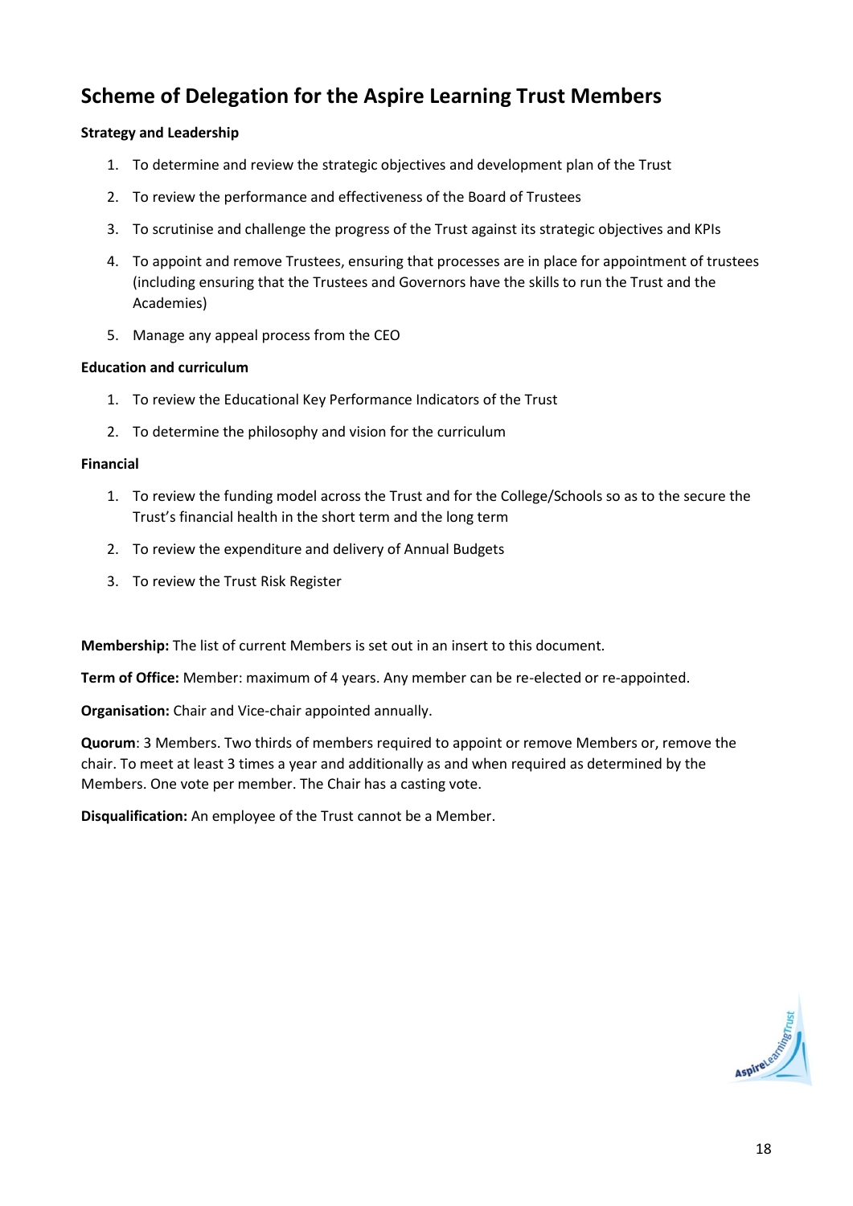# Scheme of Delegation for the Aspire Learning Trust Members

**Strategy and Leadership**

1. To determine and review the strategic objectives and development plan of the Trust
2. To review the performance and effectiveness of the Board of Trustees
3. To scrutinise and challenge the progress of the Trust against its strategic objectives and KPIs
4. To appoint and remove Trustees, ensuring that processes are in place for appointment of trustees (including ensuring that the Trustees and Governors have the skills to run the Trust and the Academies)
5. Manage any appeal process from the CEO

**Education and curriculum**

1. To review the Educational Key Performance Indicators of the Trust
2. To determine the philosophy and vision for the curriculum

**Financial**

1. To review the funding model across the Trust and for the College/Schools so as to the secure the Trust's financial health in the short term and the long term
2. To review the expenditure and delivery of Annual Budgets
3. To review the Trust Risk Register

**Membership:** The list of current Members is set out in an insert to this document.

**Term of Office:** Member: maximum of 4 years. Any member can be re-elected or re-appointed.

**Organisation:** Chair and Vice-chair appointed annually.

**Quorum**: 3 Members. Two thirds of members required to appoint or remove Members or, remove the chair. To meet at least 3 times a year and additionally as and when required as determined by the Members. One vote per member. The Chair has a casting vote.

**Disqualification:** An employee of the Trust cannot be a Member.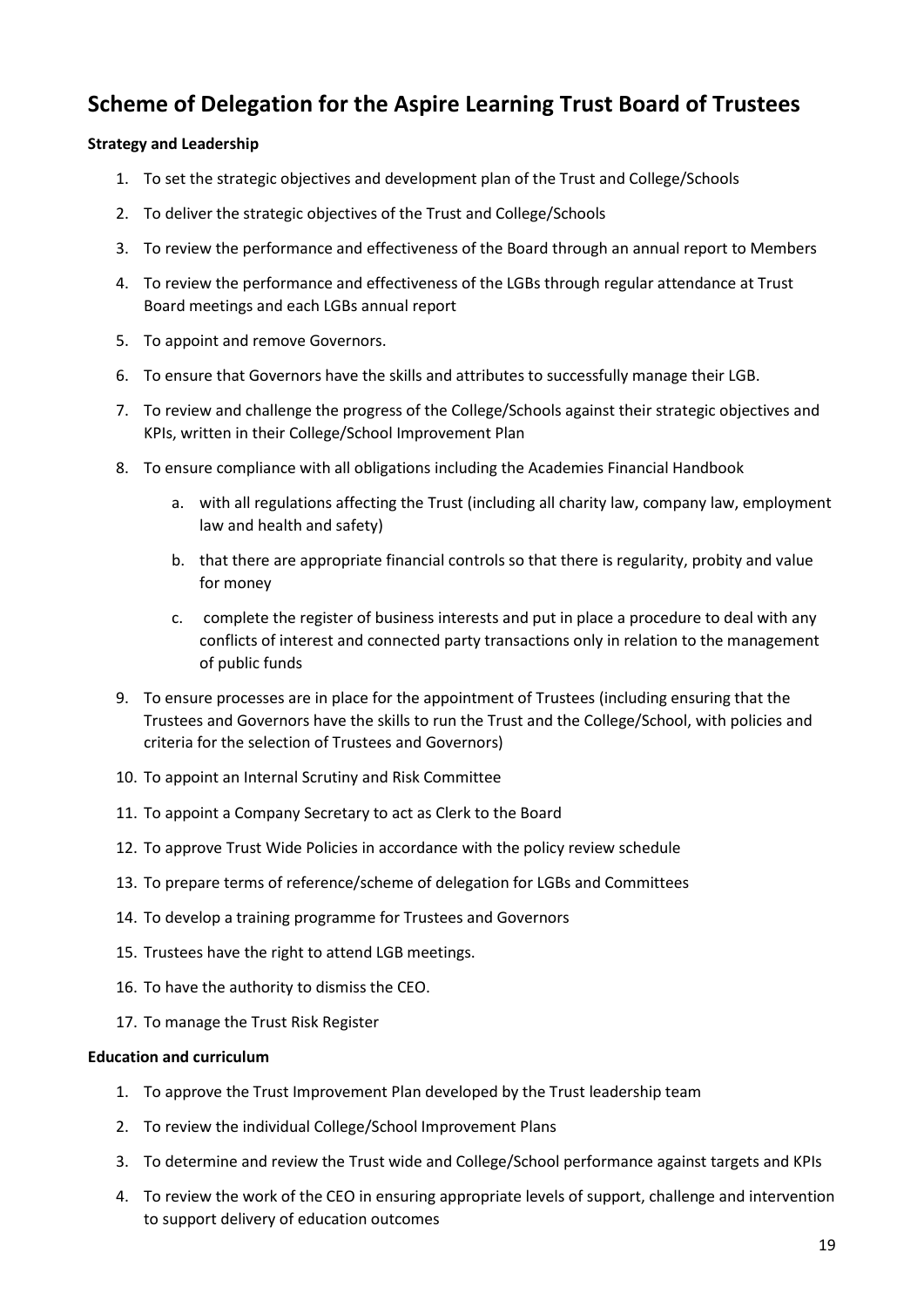# Scheme of Delegation for the Aspire Learning Trust Board of Trustees

**Strategy and Leadership**

1. To set the strategic objectives and development plan of the Trust and College/Schools
2. To deliver the strategic objectives of the Trust and College/Schools
3. To review the performance and effectiveness of the Board through an annual report to Members
4. To review the performance and effectiveness of the LGBs through regular attendance at Trust Board meetings and each LGBs annual report
5. To appoint and remove Governors.
6. To ensure that Governors have the skills and attributes to successfully manage their LGB.
7. To review and challenge the progress of the College/Schools against their strategic objectives and KPIs, written in their College/School Improvement Plan
8. To ensure compliance with all obligations including the Academies Financial Handbook
    a. with all regulations affecting the Trust (including all charity law, company law, employment law and health and safety)
    b. that there are appropriate financial controls so that there is regularity, probity and value for money
    c. complete the register of business interests and put in place a procedure to deal with any conflicts of interest and connected party transactions only in relation to the management of public funds
9. To ensure processes are in place for the appointment of Trustees (including ensuring that the Trustees and Governors have the skills to run the Trust and the College/School, with policies and criteria for the selection of Trustees and Governors)
10. To appoint an Internal Scrutiny and Risk Committee
11. To appoint a Company Secretary to act as Clerk to the Board
12. To approve Trust Wide Policies in accordance with the policy review schedule
13. To prepare terms of reference/scheme of delegation for LGBs and Committees
14. To develop a training programme for Trustees and Governors
15. Trustees have the right to attend LGB meetings.
16. To have the authority to dismiss the CEO.
17. To manage the Trust Risk Register

**Education and curriculum**

1. To approve the Trust Improvement Plan developed by the Trust leadership team
2. To review the individual College/School Improvement Plans
3. To determine and review the Trust wide and College/School performance against targets and KPIs
4. To review the work of the CEO in ensuring appropriate levels of support, challenge and intervention to support delivery of education outcomes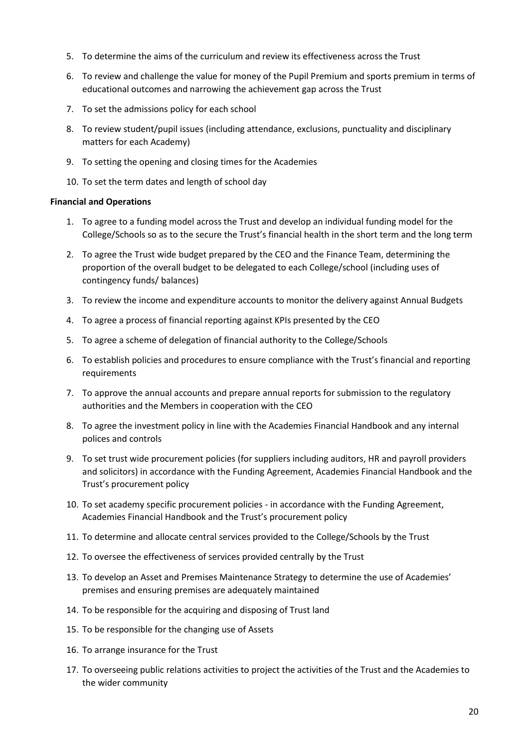5. To determine the aims of the curriculum and review its effectiveness across the Trust
6. To review and challenge the value for money of the Pupil Premium and sports premium in terms of educational outcomes and narrowing the achievement gap across the Trust
7. To set the admissions policy for each school
8. To review student/pupil issues (including attendance, exclusions, punctuality and disciplinary matters for each Academy)
9. To setting the opening and closing times for the Academies
10. To set the term dates and length of school day

**Financial and Operations**

1. To agree to a funding model across the Trust and develop an individual funding model for the College/Schools so as to the secure the Trust's financial health in the short term and the long term
2. To agree the Trust wide budget prepared by the CEO and the Finance Team, determining the proportion of the overall budget to be delegated to each College/school (including uses of contingency funds/ balances)
3. To review the income and expenditure accounts to monitor the delivery against Annual Budgets
4. To agree a process of financial reporting against KPIs presented by the CEO
5. To agree a scheme of delegation of financial authority to the College/Schools
6. To establish policies and procedures to ensure compliance with the Trust's financial and reporting requirements
7. To approve the annual accounts and prepare annual reports for submission to the regulatory authorities and the Members in cooperation with the CEO
8. To agree the investment policy in line with the Academies Financial Handbook and any internal polices and controls
9. To set trust wide procurement policies (for suppliers including auditors, HR and payroll providers and solicitors) in accordance with the Funding Agreement, Academies Financial Handbook and the Trust's procurement policy
10. To set academy specific procurement policies - in accordance with the Funding Agreement, Academies Financial Handbook and the Trust's procurement policy
11. To determine and allocate central services provided to the College/Schools by the Trust
12. To oversee the effectiveness of services provided centrally by the Trust
13. To develop an Asset and Premises Maintenance Strategy to determine the use of Academies' premises and ensuring premises are adequately maintained
14. To be responsible for the acquiring and disposing of Trust land
15. To be responsible for the changing use of Assets
16. To arrange insurance for the Trust
17. To overseeing public relations activities to project the activities of the Trust and the Academies to the wider community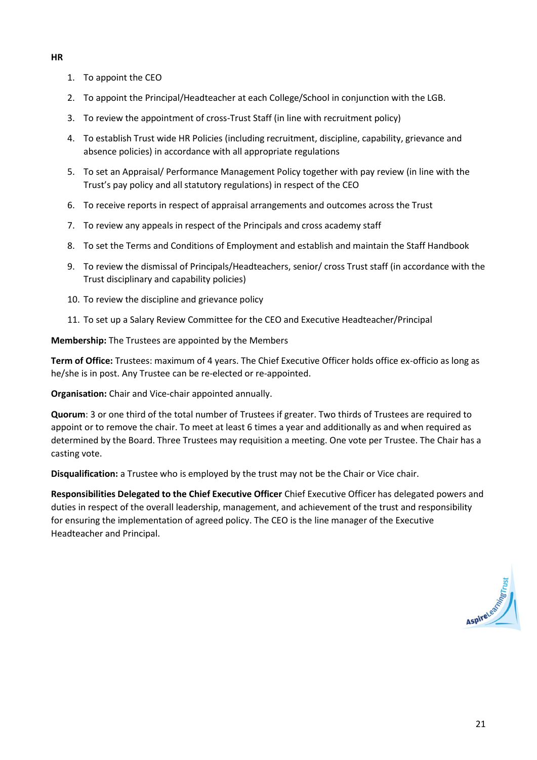**HR**

1. To appoint the CEO
2. To appoint the Principal/Headteacher at each College/School in conjunction with the LGB.
3. To review the appointment of cross-Trust Staff (in line with recruitment policy)
4. To establish Trust wide HR Policies (including recruitment, discipline, capability, grievance and absence policies) in accordance with all appropriate regulations
5. To set an Appraisal/ Performance Management Policy together with pay review (in line with the Trust's pay policy and all statutory regulations) in respect of the CEO
6. To receive reports in respect of appraisal arrangements and outcomes across the Trust
7. To review any appeals in respect of the Principals and cross academy staff
8. To set the Terms and Conditions of Employment and establish and maintain the Staff Handbook
9. To review the dismissal of Principals/Headteachers, senior/ cross Trust staff (in accordance with the Trust disciplinary and capability policies)
10. To review the discipline and grievance policy
11. To set up a Salary Review Committee for the CEO and Executive Headteacher/Principal

**Membership:** The Trustees are appointed by the Members

**Term of Office:** Trustees: maximum of 4 years. The Chief Executive Officer holds office ex-officio as long as he/she is in post. Any Trustee can be re-elected or re-appointed.

**Organisation:** Chair and Vice-chair appointed annually.

**Quorum**: 3 or one third of the total number of Trustees if greater. Two thirds of Trustees are required to appoint or to remove the chair. To meet at least 6 times a year and additionally as and when required as determined by the Board. Three Trustees may requisition a meeting. One vote per Trustee. The Chair has a casting vote.

**Disqualification:** a Trustee who is employed by the trust may not be the Chair or Vice chair.

**Responsibilities Delegated to the Chief Executive Officer** Chief Executive Officer has delegated powers and duties in respect of the overall leadership, management, and achievement of the trust and responsibility for ensuring the implementation of agreed policy. The CEO is the line manager of the Executive Headteacher and Principal.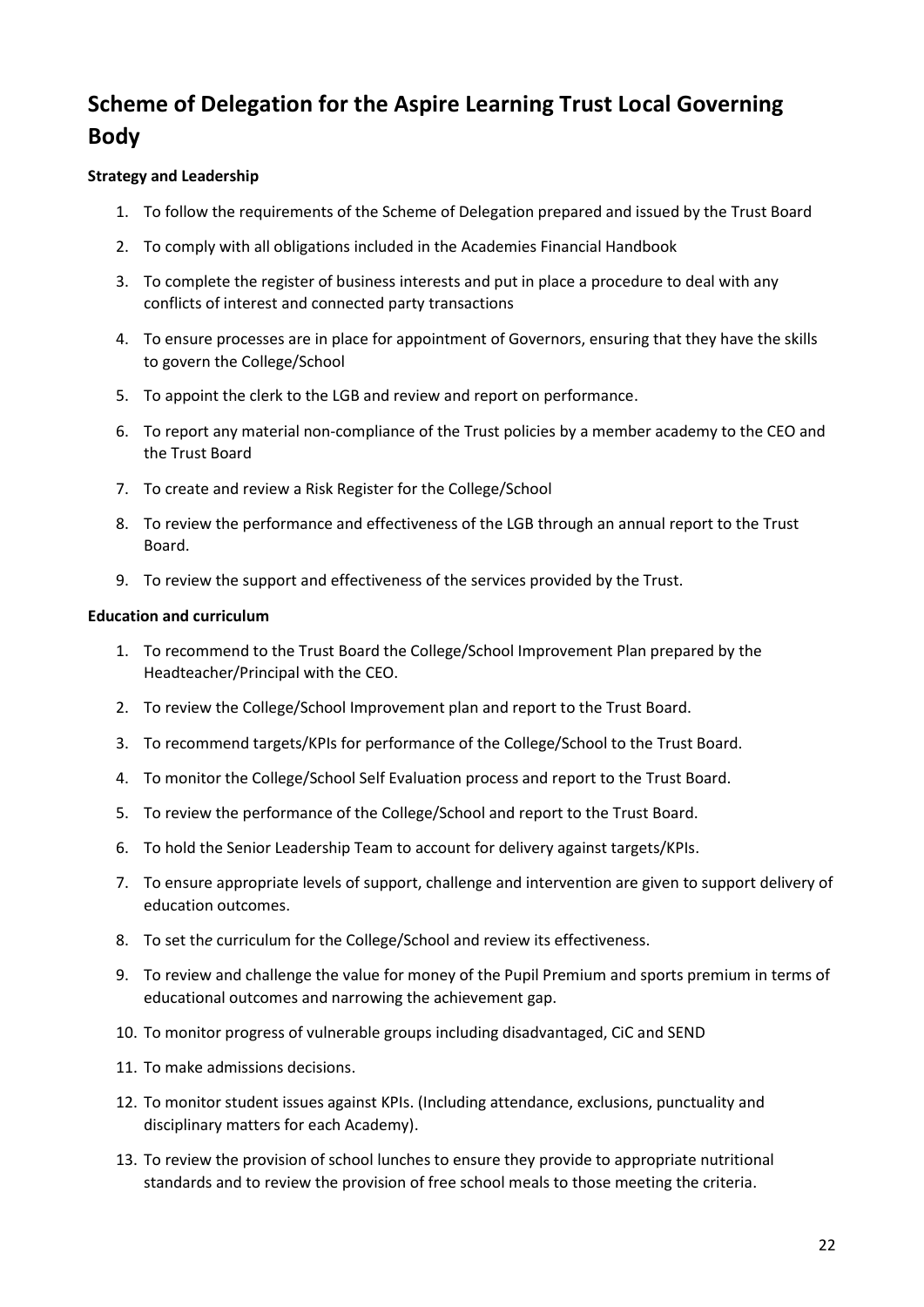# Scheme of Delegation for the Aspire Learning Trust Local Governing Body

**Strategy and Leadership**

1. To follow the requirements of the Scheme of Delegation prepared and issued by the Trust Board
2. To comply with all obligations included in the Academies Financial Handbook
3. To complete the register of business interests and put in place a procedure to deal with any conflicts of interest and connected party transactions
4. To ensure processes are in place for appointment of Governors, ensuring that they have the skills to govern the College/School
5. To appoint the clerk to the LGB and review and report on performance.
6. To report any material non-compliance of the Trust policies by a member academy to the CEO and the Trust Board
7. To create and review a Risk Register for the College/School
8. To review the performance and effectiveness of the LGB through an annual report to the Trust Board.
9. To review the support and effectiveness of the services provided by the Trust.

**Education and curriculum**

1. To recommend to the Trust Board the College/School Improvement Plan prepared by the Headteacher/Principal with the CEO.
2. To review the College/School Improvement plan and report to the Trust Board.
3. To recommend targets/KPIs for performance of the College/School to the Trust Board.
4. To monitor the College/School Self Evaluation process and report to the Trust Board.
5. To review the performance of the College/School and report to the Trust Board.
6. To hold the Senior Leadership Team to account for delivery against targets/KPIs.
7. To ensure appropriate levels of support, challenge and intervention are given to support delivery of education outcomes.
8. To set the curriculum for the College/School and review its effectiveness.
9. To review and challenge the value for money of the Pupil Premium and sports premium in terms of educational outcomes and narrowing the achievement gap.
10. To monitor progress of vulnerable groups including disadvantaged, CiC and SEND
11. To make admissions decisions.
12. To monitor student issues against KPIs. (Including attendance, exclusions, punctuality and disciplinary matters for each Academy).
13. To review the provision of school lunches to ensure they provide to appropriate nutritional standards and to review the provision of free school meals to those meeting the criteria.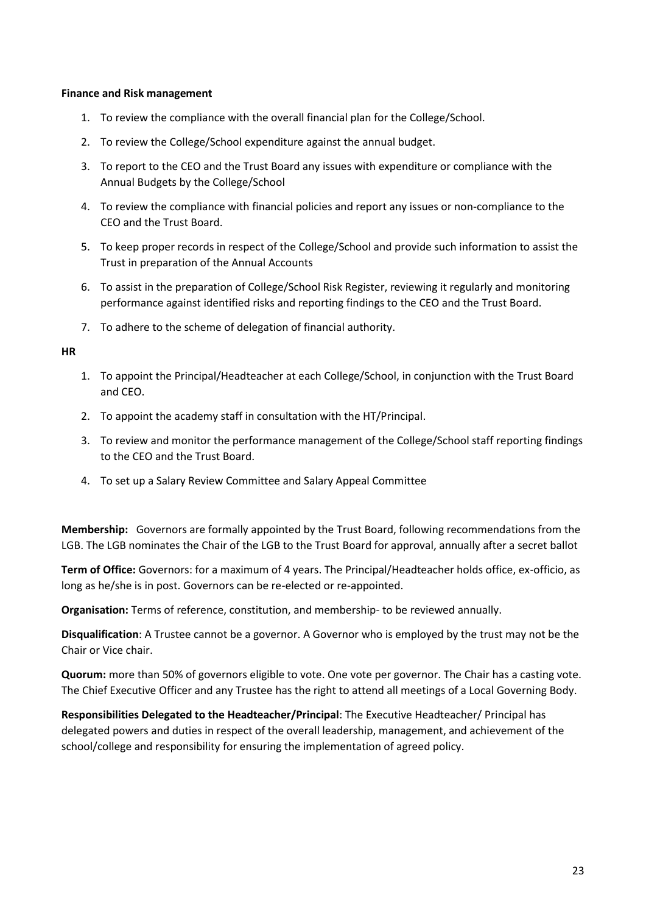**Finance and Risk management**

1. To review the compliance with the overall financial plan for the College/School.
2. To review the College/School expenditure against the annual budget.
3. To report to the CEO and the Trust Board any issues with expenditure or compliance with the Annual Budgets by the College/School
4. To review the compliance with financial policies and report any issues or non-compliance to the CEO and the Trust Board.
5. To keep proper records in respect of the College/School and provide such information to assist the Trust in preparation of the Annual Accounts
6. To assist in the preparation of College/School Risk Register, reviewing it regularly and monitoring performance against identified risks and reporting findings to the CEO and the Trust Board.
7. To adhere to the scheme of delegation of financial authority.

**HR**

1. To appoint the Principal/Headteacher at each College/School, in conjunction with the Trust Board and CEO.
2. To appoint the academy staff in consultation with the HT/Principal.
3. To review and monitor the performance management of the College/School staff reporting findings to the CEO and the Trust Board.
4. To set up a Salary Review Committee and Salary Appeal Committee

**Membership:** Governors are formally appointed by the Trust Board, following recommendations from the LGB. The LGB nominates the Chair of the LGB to the Trust Board for approval, annually after a secret ballot

**Term of Office:** Governors: for a maximum of 4 years. The Principal/Headteacher holds office, ex-officio, as long as he/she is in post. Governors can be re-elected or re-appointed.

**Organisation:** Terms of reference, constitution, and membership- to be reviewed annually.

**Disqualification**: A Trustee cannot be a governor. A Governor who is employed by the trust may not be the Chair or Vice chair.

**Quorum:** more than 50% of governors eligible to vote. One vote per governor. The Chair has a casting vote. The Chief Executive Officer and any Trustee has the right to attend all meetings of a Local Governing Body.

**Responsibilities Delegated to the Headteacher/Principal**: The Executive Headteacher/ Principal has delegated powers and duties in respect of the overall leadership, management, and achievement of the school/college and responsibility for ensuring the implementation of agreed policy.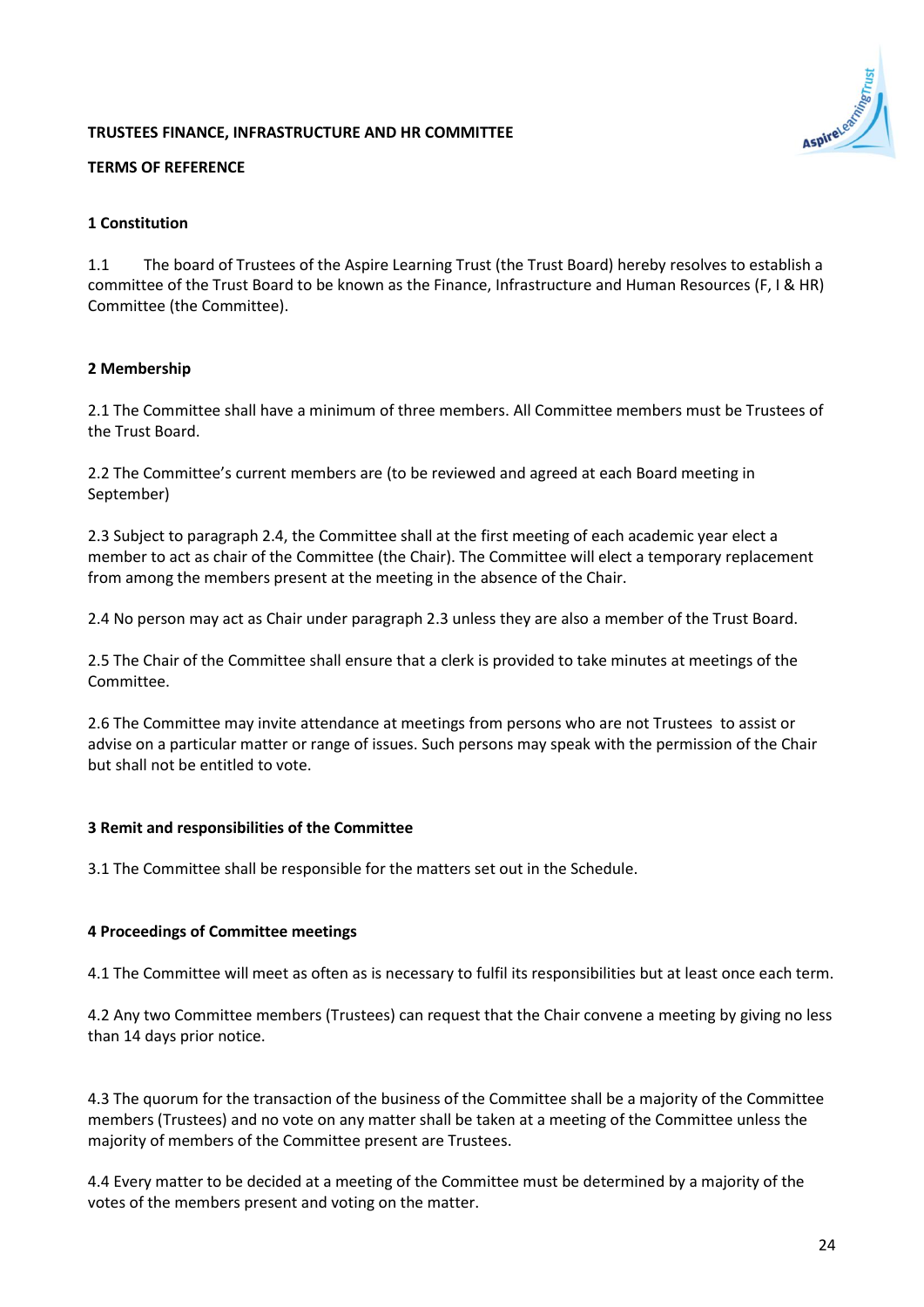**TRUSTEES FINANCE, INFRASTRUCTURE AND HR COMMITTEE**

**TERMS OF REFERENCE**

**1 Constitution**

1.1 The board of Trustees of the Aspire Learning Trust (the Trust Board) hereby resolves to establish a committee of the Trust Board to be known as the Finance, Infrastructure and Human Resources (F, I & HR) Committee (the Committee).

**2 Membership**

2.1 The Committee shall have a minimum of three members. All Committee members must be Trustees of the Trust Board.

2.2 The Committee's current members are (to be reviewed and agreed at each Board meeting in September)

2.3 Subject to paragraph 2.4, the Committee shall at the first meeting of each academic year elect a member to act as chair of the Committee (the Chair). The Committee will elect a temporary replacement from among the members present at the meeting in the absence of the Chair.

2.4 No person may act as Chair under paragraph 2.3 unless they are also a member of the Trust Board.

2.5 The Chair of the Committee shall ensure that a clerk is provided to take minutes at meetings of the Committee.

2.6 The Committee may invite attendance at meetings from persons who are not Trustees to assist or advise on a particular matter or range of issues. Such persons may speak with the permission of the Chair but shall not be entitled to vote.

**3 Remit and responsibilities of the Committee**

3.1 The Committee shall be responsible for the matters set out in the Schedule.

**4 Proceedings of Committee meetings**

4.1 The Committee will meet as often as is necessary to fulfil its responsibilities but at least once each term.

4.2 Any two Committee members (Trustees) can request that the Chair convene a meeting by giving no less than 14 days prior notice.

4.3 The quorum for the transaction of the business of the Committee shall be a majority of the Committee members (Trustees) and no vote on any matter shall be taken at a meeting of the Committee unless the majority of members of the Committee present are Trustees.

4.4 Every matter to be decided at a meeting of the Committee must be determined by a majority of the votes of the members present and voting on the matter.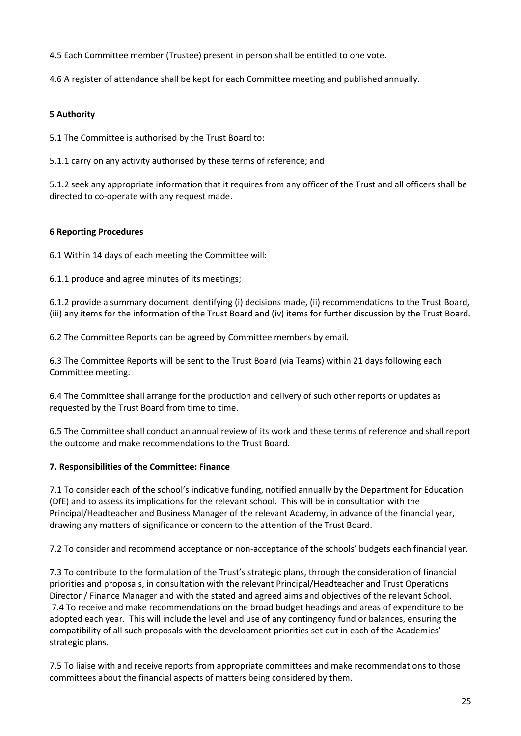4.5 Each Committee member (Trustee) present in person shall be entitled to one vote.

4.6 A register of attendance shall be kept for each Committee meeting and published annually.

**5 Authority**

5.1 The Committee is authorised by the Trust Board to:

5.1.1 carry on any activity authorised by these terms of reference; and

5.1.2 seek any appropriate information that it requires from any officer of the Trust and all officers shall be directed to co-operate with any request made.

**6 Reporting Procedures**

6.1 Within 14 days of each meeting the Committee will:

6.1.1 produce and agree minutes of its meetings;

6.1.2 provide a summary document identifying (i) decisions made, (ii) recommendations to the Trust Board, (iii) any items for the information of the Trust Board and (iv) items for further discussion by the Trust Board.

6.2 The Committee Reports can be agreed by Committee members by email.

6.3 The Committee Reports will be sent to the Trust Board (via Teams) within 21 days following each Committee meeting.

6.4 The Committee shall arrange for the production and delivery of such other reports or updates as requested by the Trust Board from time to time.

6.5 The Committee shall conduct an annual review of its work and these terms of reference and shall report the outcome and make recommendations to the Trust Board.

**7. Responsibilities of the Committee: Finance**

7.1 To consider each of the school's indicative funding, notified annually by the Department for Education (DfE) and to assess its implications for the relevant school. This will be in consultation with the Principal/Headteacher and Business Manager of the relevant Academy, in advance of the financial year, drawing any matters of significance or concern to the attention of the Trust Board.

7.2 To consider and recommend acceptance or non-acceptance of the schools' budgets each financial year.

7.3 To contribute to the formulation of the Trust's strategic plans, through the consideration of financial priorities and proposals, in consultation with the relevant Principal/Headteacher and Trust Operations Director / Finance Manager and with the stated and agreed aims and objectives of the relevant School.

7.4 To receive and make recommendations on the broad budget headings and areas of expenditure to be adopted each year. This will include the level and use of any contingency fund or balances, ensuring the compatibility of all such proposals with the development priorities set out in each of the Academies' strategic plans.

7.5 To liaise with and receive reports from appropriate committees and make recommendations to those committees about the financial aspects of matters being considered by them.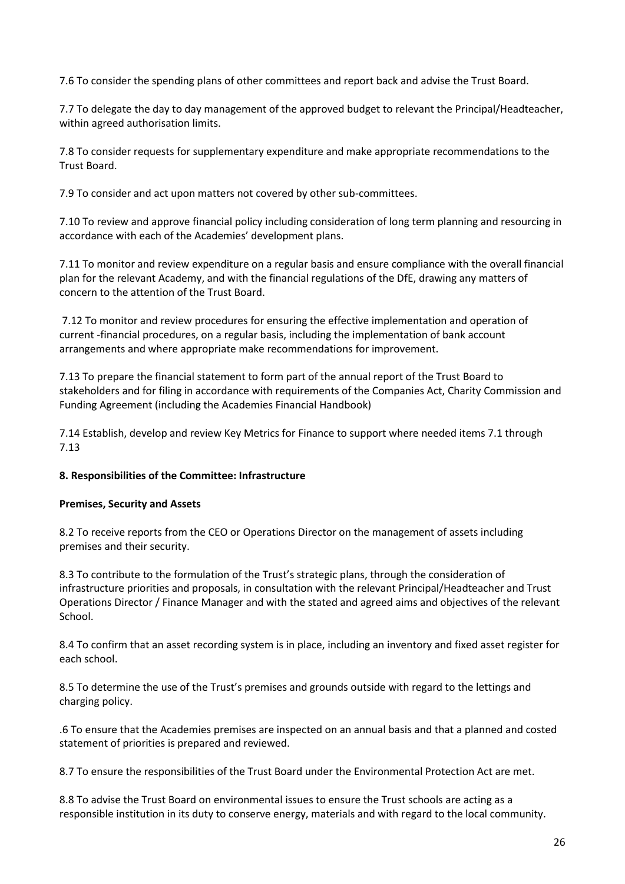7.6 To consider the spending plans of other committees and report back and advise the Trust Board.

7.7 To delegate the day to day management of the approved budget to relevant the Principal/Headteacher, within agreed authorisation limits.

7.8 To consider requests for supplementary expenditure and make appropriate recommendations to the Trust Board.

7.9 To consider and act upon matters not covered by other sub-committees.

7.10 To review and approve financial policy including consideration of long term planning and resourcing in accordance with each of the Academies' development plans.

7.11 To monitor and review expenditure on a regular basis and ensure compliance with the overall financial plan for the relevant Academy, and with the financial regulations of the DfE, drawing any matters of concern to the attention of the Trust Board.

7.12 To monitor and review procedures for ensuring the effective implementation and operation of current -financial procedures, on a regular basis, including the implementation of bank account arrangements and where appropriate make recommendations for improvement.

7.13 To prepare the financial statement to form part of the annual report of the Trust Board to stakeholders and for filing in accordance with requirements of the Companies Act, Charity Commission and Funding Agreement (including the Academies Financial Handbook)

7.14 Establish, develop and review Key Metrics for Finance to support where needed items 7.1 through 7.13

**8. Responsibilities of the Committee: Infrastructure**

**Premises, Security and Assets**

8.2 To receive reports from the CEO or Operations Director on the management of assets including premises and their security.

8.3 To contribute to the formulation of the Trust's strategic plans, through the consideration of infrastructure priorities and proposals, in consultation with the relevant Principal/Headteacher and Trust Operations Director / Finance Manager and with the stated and agreed aims and objectives of the relevant School.

8.4 To confirm that an asset recording system is in place, including an inventory and fixed asset register for each school.

8.5 To determine the use of the Trust's premises and grounds outside with regard to the lettings and charging policy.

.6 To ensure that the Academies premises are inspected on an annual basis and that a planned and costed statement of priorities is prepared and reviewed.

8.7 To ensure the responsibilities of the Trust Board under the Environmental Protection Act are met.

8.8 To advise the Trust Board on environmental issues to ensure the Trust schools are acting as a responsible institution in its duty to conserve energy, materials and with regard to the local community.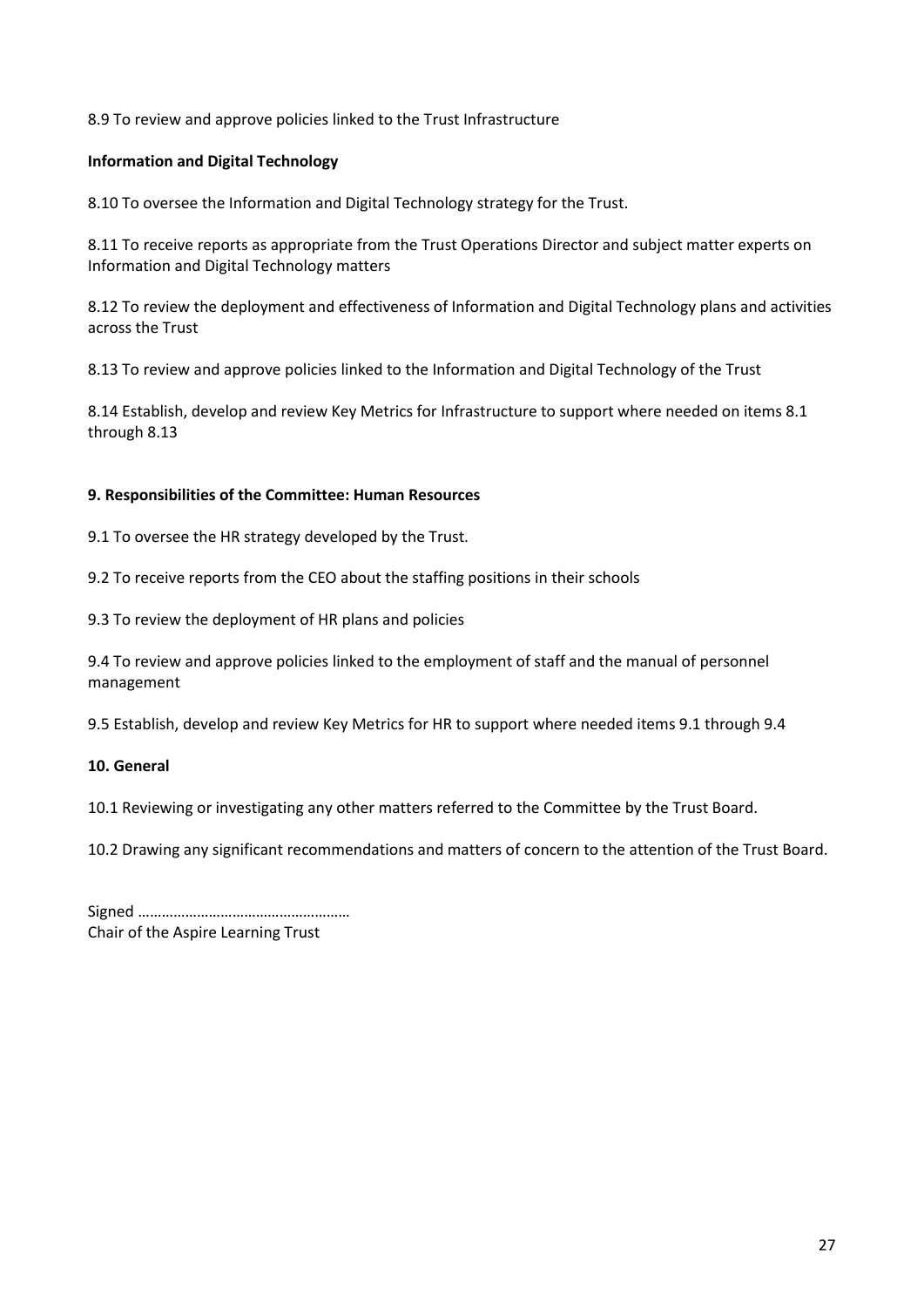8.9 To review and approve policies linked to the Trust Infrastructure

**Information and Digital Technology**

8.10 To oversee the Information and Digital Technology strategy for the Trust.

8.11 To receive reports as appropriate from the Trust Operations Director and subject matter experts on Information and Digital Technology matters

8.12 To review the deployment and effectiveness of Information and Digital Technology plans and activities across the Trust

8.13 To review and approve policies linked to the Information and Digital Technology of the Trust

8.14 Establish, develop and review Key Metrics for Infrastructure to support where needed on items 8.1 through 8.13

**9. Responsibilities of the Committee: Human Resources**

9.1 To oversee the HR strategy developed by the Trust.

9.2 To receive reports from the CEO about the staffing positions in their schools

9.3 To review the deployment of HR plans and policies

9.4 To review and approve policies linked to the employment of staff and the manual of personnel management

9.5 Establish, develop and review Key Metrics for HR to support where needed items 9.1 through 9.4

**10. General**

10.1 Reviewing or investigating any other matters referred to the Committee by the Trust Board.

10.2 Drawing any significant recommendations and matters of concern to the attention of the Trust Board.

Signed ………………………………………………
Chair of the Aspire Learning Trust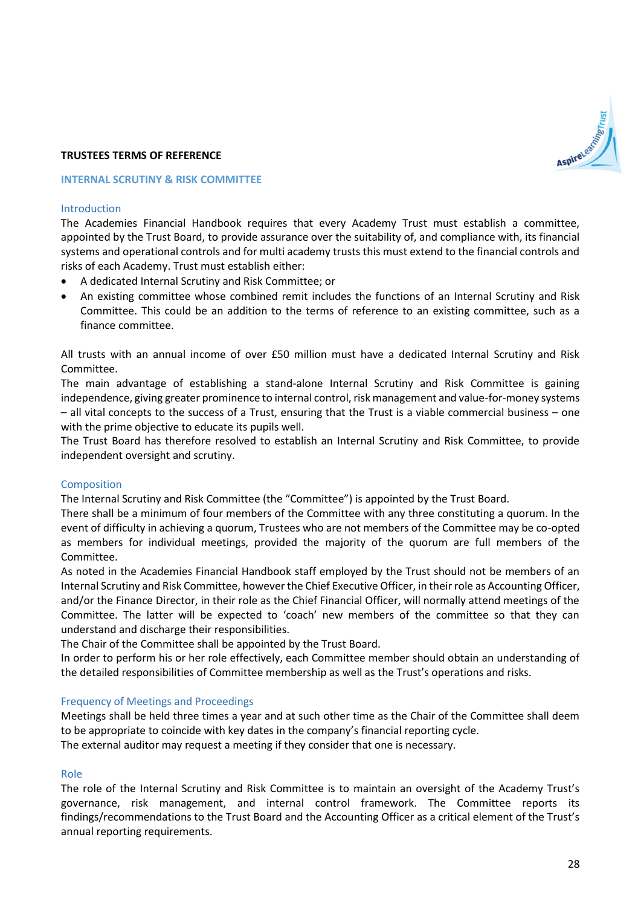**TRUSTEES TERMS OF REFERENCE**

## INTERNAL SCRUTINY & RISK COMMITTEE

### Introduction

The Academies Financial Handbook requires that every Academy Trust must establish a committee, appointed by the Trust Board, to provide assurance over the suitability of, and compliance with, its financial systems and operational controls and for multi academy trusts this must extend to the financial controls and risks of each Academy. Trust must establish either:

- A dedicated Internal Scrutiny and Risk Committee; or
- An existing committee whose combined remit includes the functions of an Internal Scrutiny and Risk Committee. This could be an addition to the terms of reference to an existing committee, such as a finance committee.

All trusts with an annual income of over £50 million must have a dedicated Internal Scrutiny and Risk Committee.

The main advantage of establishing a stand-alone Internal Scrutiny and Risk Committee is gaining independence, giving greater prominence to internal control, risk management and value-for-money systems – all vital concepts to the success of a Trust, ensuring that the Trust is a viable commercial business – one with the prime objective to educate its pupils well.

The Trust Board has therefore resolved to establish an Internal Scrutiny and Risk Committee, to provide independent oversight and scrutiny.

### Composition

The Internal Scrutiny and Risk Committee (the "Committee") is appointed by the Trust Board.

There shall be a minimum of four members of the Committee with any three constituting a quorum. In the event of difficulty in achieving a quorum, Trustees who are not members of the Committee may be co-opted as members for individual meetings, provided the majority of the quorum are full members of the Committee.

As noted in the Academies Financial Handbook staff employed by the Trust should not be members of an Internal Scrutiny and Risk Committee, however the Chief Executive Officer, in their role as Accounting Officer, and/or the Finance Director, in their role as the Chief Financial Officer, will normally attend meetings of the Committee. The latter will be expected to 'coach' new members of the committee so that they can understand and discharge their responsibilities.

The Chair of the Committee shall be appointed by the Trust Board.

In order to perform his or her role effectively, each Committee member should obtain an understanding of the detailed responsibilities of Committee membership as well as the Trust's operations and risks.

### Frequency of Meetings and Proceedings

Meetings shall be held three times a year and at such other time as the Chair of the Committee shall deem to be appropriate to coincide with key dates in the company's financial reporting cycle.

The external auditor may request a meeting if they consider that one is necessary.

### Role

The role of the Internal Scrutiny and Risk Committee is to maintain an oversight of the Academy Trust's governance, risk management, and internal control framework. The Committee reports its findings/recommendations to the Trust Board and the Accounting Officer as a critical element of the Trust's annual reporting requirements.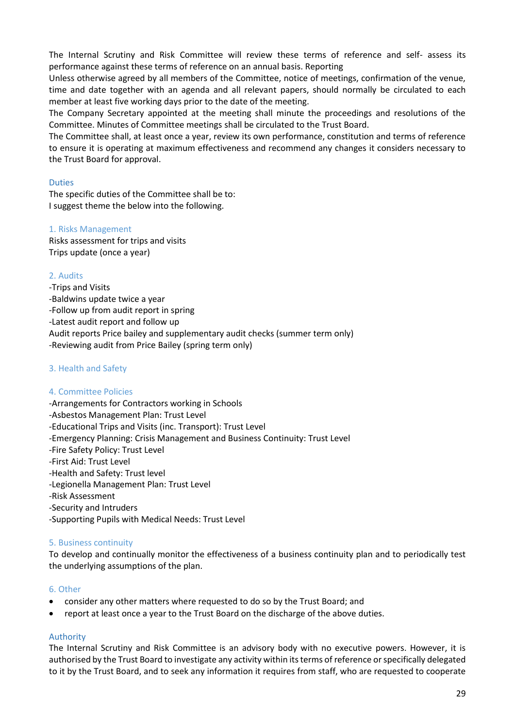The Internal Scrutiny and Risk Committee will review these terms of reference and self- assess its performance against these terms of reference on an annual basis. Reporting

Unless otherwise agreed by all members of the Committee, notice of meetings, confirmation of the venue, time and date together with an agenda and all relevant papers, should normally be circulated to each member at least five working days prior to the date of the meeting.

The Company Secretary appointed at the meeting shall minute the proceedings and resolutions of the Committee. Minutes of Committee meetings shall be circulated to the Trust Board.

The Committee shall, at least once a year, review its own performance, constitution and terms of reference to ensure it is operating at maximum effectiveness and recommend any changes it considers necessary to the Trust Board for approval.

## Duties

The specific duties of the Committee shall be to:
I suggest theme the below into the following.

### 1. Risks Management

Risks assessment for trips and visits
Trips update (once a year)

### 2. Audits

-Trips and Visits
-Baldwins update twice a year
-Follow up from audit report in spring
-Latest audit report and follow up
Audit reports Price bailey and supplementary audit checks (summer term only)
-Reviewing audit from Price Bailey (spring term only)

### 3. Health and Safety

### 4. Committee Policies

-Arrangements for Contractors working in Schools
-Asbestos Management Plan: Trust Level
-Educational Trips and Visits (inc. Transport): Trust Level
-Emergency Planning: Crisis Management and Business Continuity: Trust Level
-Fire Safety Policy: Trust Level
-First Aid: Trust Level
-Health and Safety: Trust level
-Legionella Management Plan: Trust Level
-Risk Assessment
-Security and Intruders
-Supporting Pupils with Medical Needs: Trust Level

### 5. Business continuity

To develop and continually monitor the effectiveness of a business continuity plan and to periodically test the underlying assumptions of the plan.

### 6. Other

- consider any other matters where requested to do so by the Trust Board; and
- report at least once a year to the Trust Board on the discharge of the above duties.

## Authority

The Internal Scrutiny and Risk Committee is an advisory body with no executive powers. However, it is authorised by the Trust Board to investigate any activity within its terms of reference or specifically delegated to it by the Trust Board, and to seek any information it requires from staff, who are requested to cooperate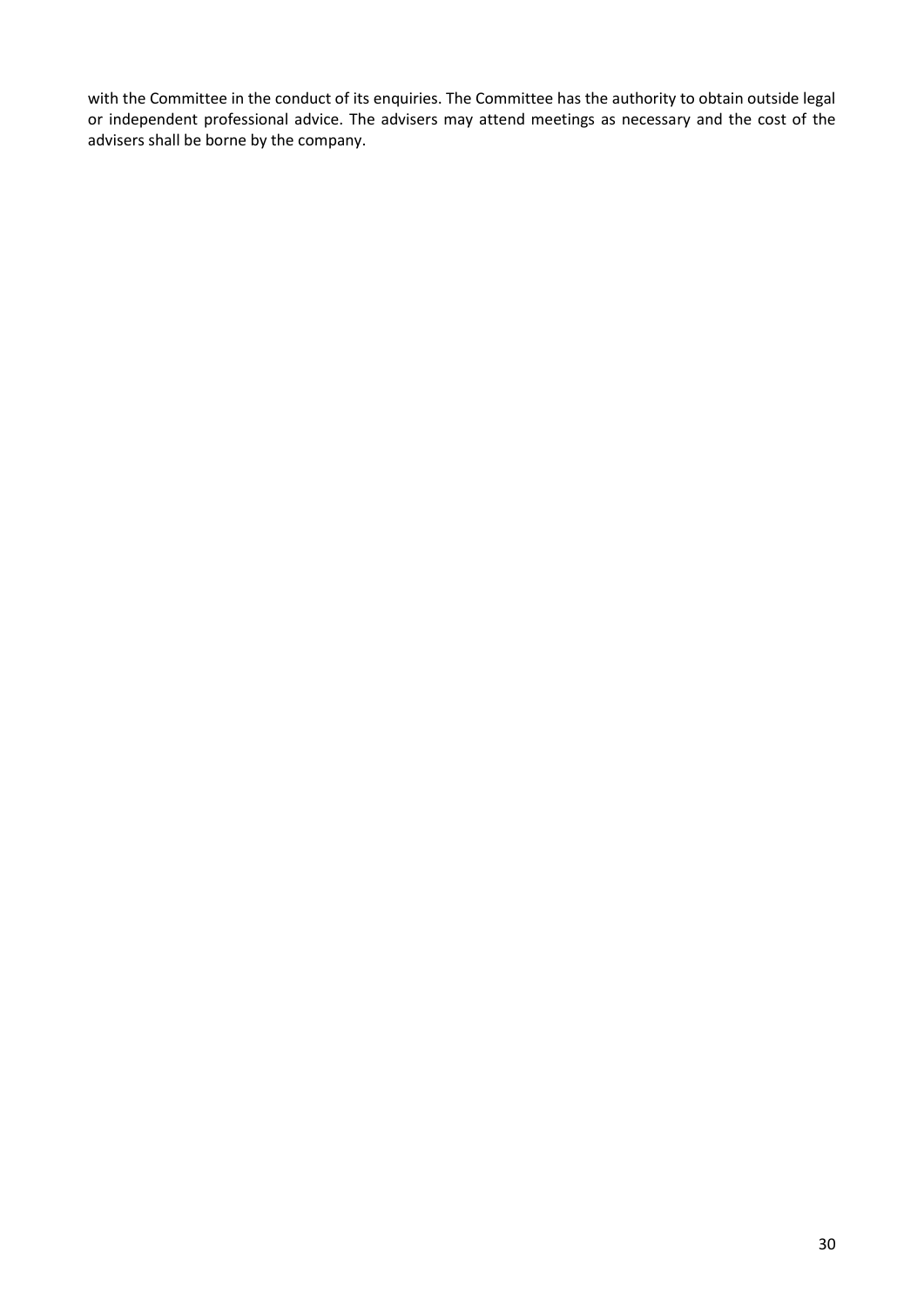with the Committee in the conduct of its enquiries. The Committee has the authority to obtain outside legal or independent professional advice. The advisers may attend meetings as necessary and the cost of the advisers shall be borne by the company.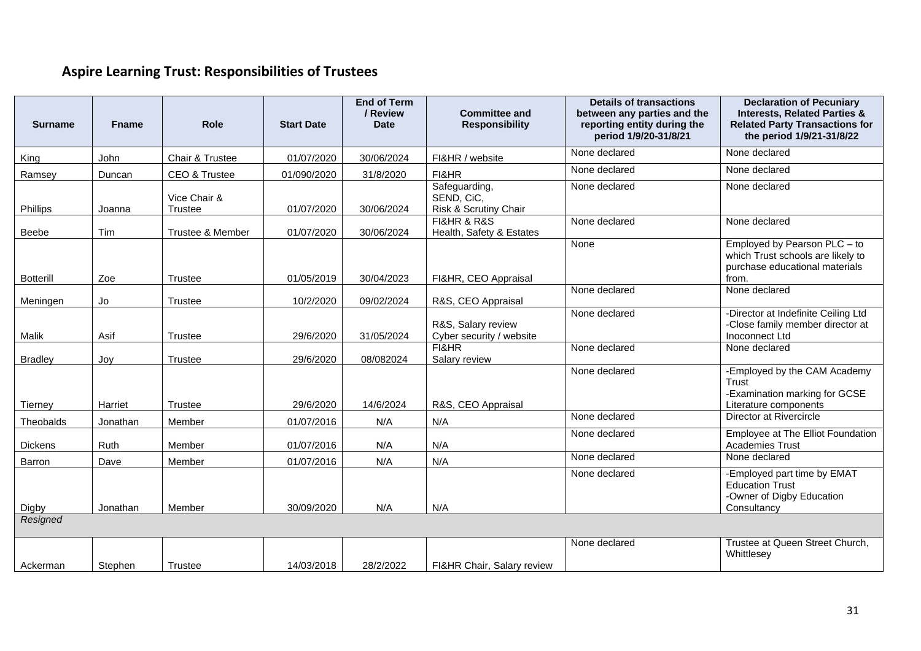## Aspire Learning Trust: Responsibilities of Trustees

| Surname | Fname | Role | Start Date | End of Term / Review Date | Committee and Responsibility | Details of transactions between any parties and the reporting entity during the period 1/9/20-31/8/21 | Declaration of Pecuniary Interests, Related Parties & Related Party Transactions for the period 1/9/21-31/8/22 |
|---|---|---|---|---|---|---|---|
| King | John | Chair & Trustee | 01/07/2020 | 30/06/2024 | FI&HR / website | None declared | None declared |
| Ramsey | Duncan | CEO & Trustee | 01/090/2020 | 31/8/2020 | FI&HR | None declared | None declared |
| Phillips | Joanna | Vice Chair & Trustee | 01/07/2020 | 30/06/2024 | Safeguarding, SEND, CiC, Risk & Scrutiny Chair | None declared | None declared |
| Beebe | Tim | Trustee & Member | 01/07/2020 | 30/06/2024 | FI&HR & R&S Health, Safety & Estates | None declared | None declared |
| Botterill | Zoe | Trustee | 01/05/2019 | 30/04/2023 | FI&HR, CEO Appraisal | None | Employed by Pearson PLC – to which Trust schools are likely to purchase educational materials from. |
| Meningen | Jo | Trustee | 10/2/2020 | 09/02/2024 | R&S, CEO Appraisal | None declared | None declared |
| Malik | Asif | Trustee | 29/6/2020 | 31/05/2024 | R&S, Salary review Cyber security / website | None declared | -Director at Indefinite Ceiling Ltd -Close family member director at Inoconnect Ltd |
| Bradley | Joy | Trustee | 29/6/2020 | 08/082024 | FI&HR Salary review | None declared | None declared |
| Tierney | Harriet | Trustee | 29/6/2020 | 14/6/2024 | R&S, CEO Appraisal | None declared | -Employed by the CAM Academy Trust -Examination marking for GCSE Literature components |
| Theobalds | Jonathan | Member | 01/07/2016 | N/A | N/A | None declared | Director at Rivercircle |
| Dickens | Ruth | Member | 01/07/2016 | N/A | N/A | None declared | Employee at The Elliot Foundation Academies Trust |
| Barron | Dave | Member | 01/07/2016 | N/A | N/A | None declared | None declared |
| Digby | Jonathan | Member | 30/09/2020 | N/A | N/A | None declared | -Employed part time by EMAT Education Trust -Owner of Digby Education Consultancy |
| *Resigned* | | | | | | | |
| Ackerman | Stephen | Trustee | 14/03/2018 | 28/2/2022 | FI&HR Chair, Salary review | None declared | Trustee at Queen Street Church, Whittlesey |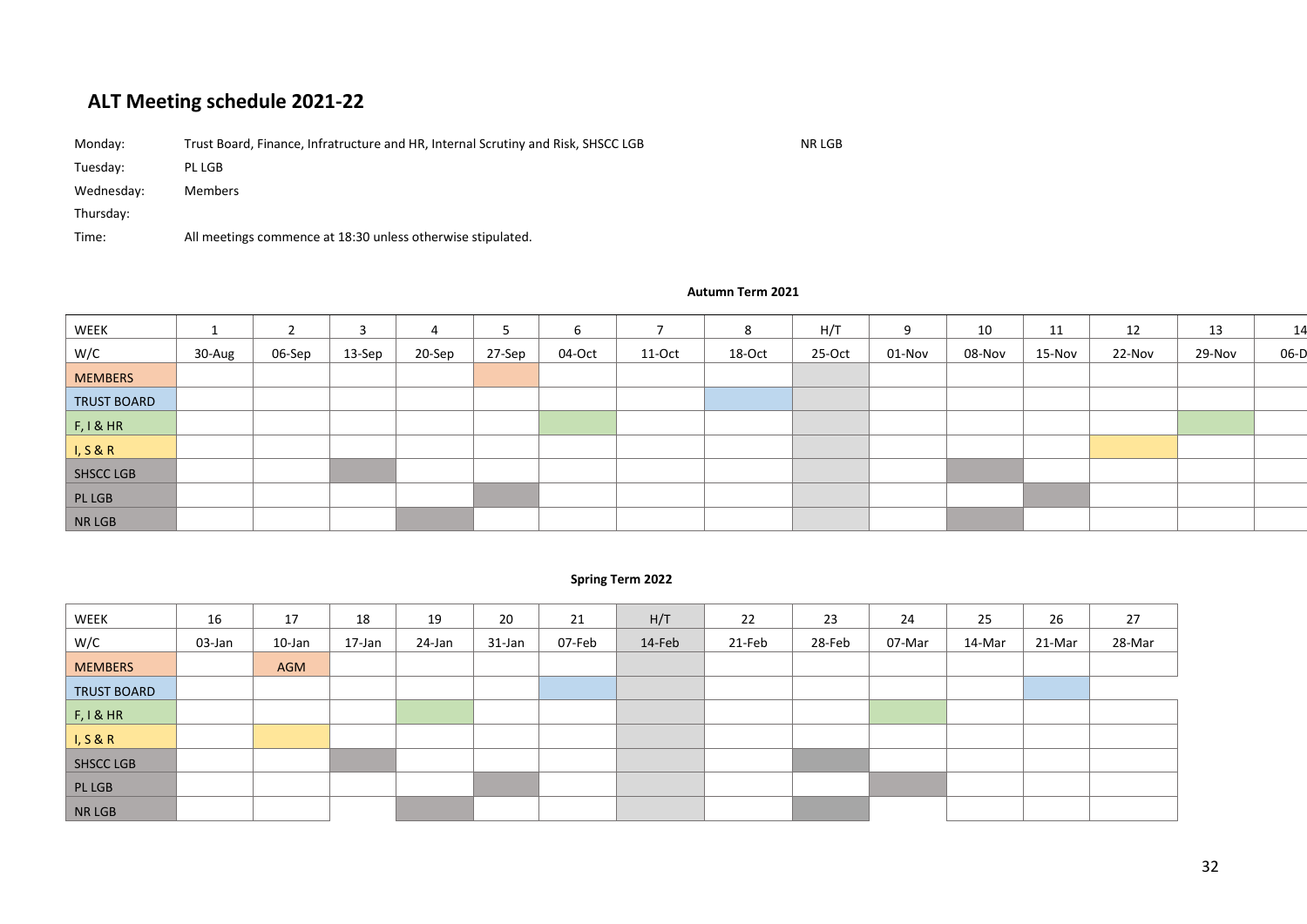## ALT Meeting schedule 2021-22

Monday: Trust Board, Finance, Infratructure and HR, Internal Scrutiny and Risk, SHSCC LGB NR LGB

Tuesday: PL LGB

Wednesday: Members

Thursday:

Time: All meetings commence at 18:30 unless otherwise stipulated.

**Autumn Term 2021**

| WEEK | 1 | 2 | 3 | 4 | 5 | 6 | 7 | 8 | H/T | 9 | 10 | 11 | 12 | 13 | 14 |
|---|---|---|---|---|---|---|---|---|---|---|---|---|---|---|---|
| W/C | 30-Aug | 06-Sep | 13-Sep | 20-Sep | 27-Sep | 04-Oct | 11-Oct | 18-Oct | 25-Oct | 01-Nov | 08-Nov | 15-Nov | 22-Nov | 29-Nov | 06-D |
| MEMBERS | | | | | | | | | | | | | | | |
| TRUST BOARD | | | | | | | | | | | | | | | |
| F, I & HR | | | | | | | | | | | | | | | |
| I, S & R | | | | | | | | | | | | | | | |
| SHSCC LGB | | | | | | | | | | | | | | | |
| PL LGB | | | | | | | | | | | | | | | |
| NR LGB | | | | | | | | | | | | | | | |

**Spring Term 2022**

| WEEK | 16 | 17 | 18 | 19 | 20 | 21 | H/T | 22 | 23 | 24 | 25 | 26 | 27 |
|---|---|---|---|---|---|---|---|---|---|---|---|---|---|
| W/C | 03-Jan | 10-Jan | 17-Jan | 24-Jan | 31-Jan | 07-Feb | 14-Feb | 21-Feb | 28-Feb | 07-Mar | 14-Mar | 21-Mar | 28-Mar |
| MEMBERS | | AGM | | | | | | | | | | | |
| TRUST BOARD | | | | | | | | | | | | | |
| F, I & HR | | | | | | | | | | | | | |
| I, S & R | | | | | | | | | | | | | |
| SHSCC LGB | | | | | | | | | | | | | |
| PL LGB | | | | | | | | | | | | | |
| NR LGB | | | | | | | | | | | | | |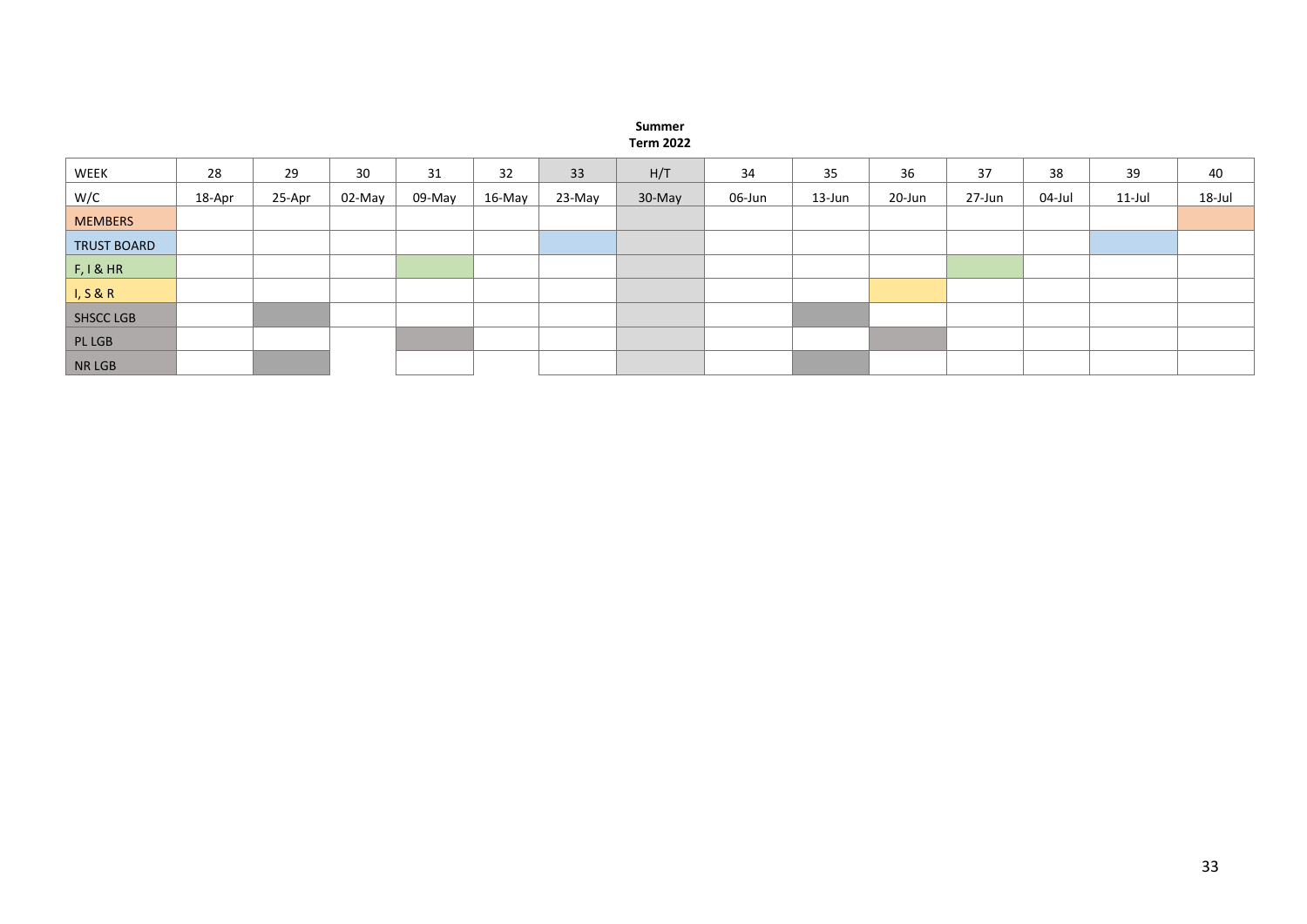**Summer**
**Term 2022**

| WEEK | 28 | 29 | 30 | 31 | 32 | 33 | H/T | 34 | 35 | 36 | 37 | 38 | 39 | 40 |
|---|---|---|---|---|---|---|---|---|---|---|---|---|---|---|
| W/C | 18-Apr | 25-Apr | 02-May | 09-May | 16-May | 23-May | 30-May | 06-Jun | 13-Jun | 20-Jun | 27-Jun | 04-Jul | 11-Jul | 18-Jul |
| MEMBERS | | | | | | | | | | | | | | |
| TRUST BOARD | | | | | | | | | | | | | | |
| F, I & HR | | | | | | | | | | | | | | |
| I, S & R | | | | | | | | | | | | | | |
| SHSCC LGB | | | | | | | | | | | | | | |
| PL LGB | | | | | | | | | | | | | | |
| NR LGB | | | | | | | | | | | | | | |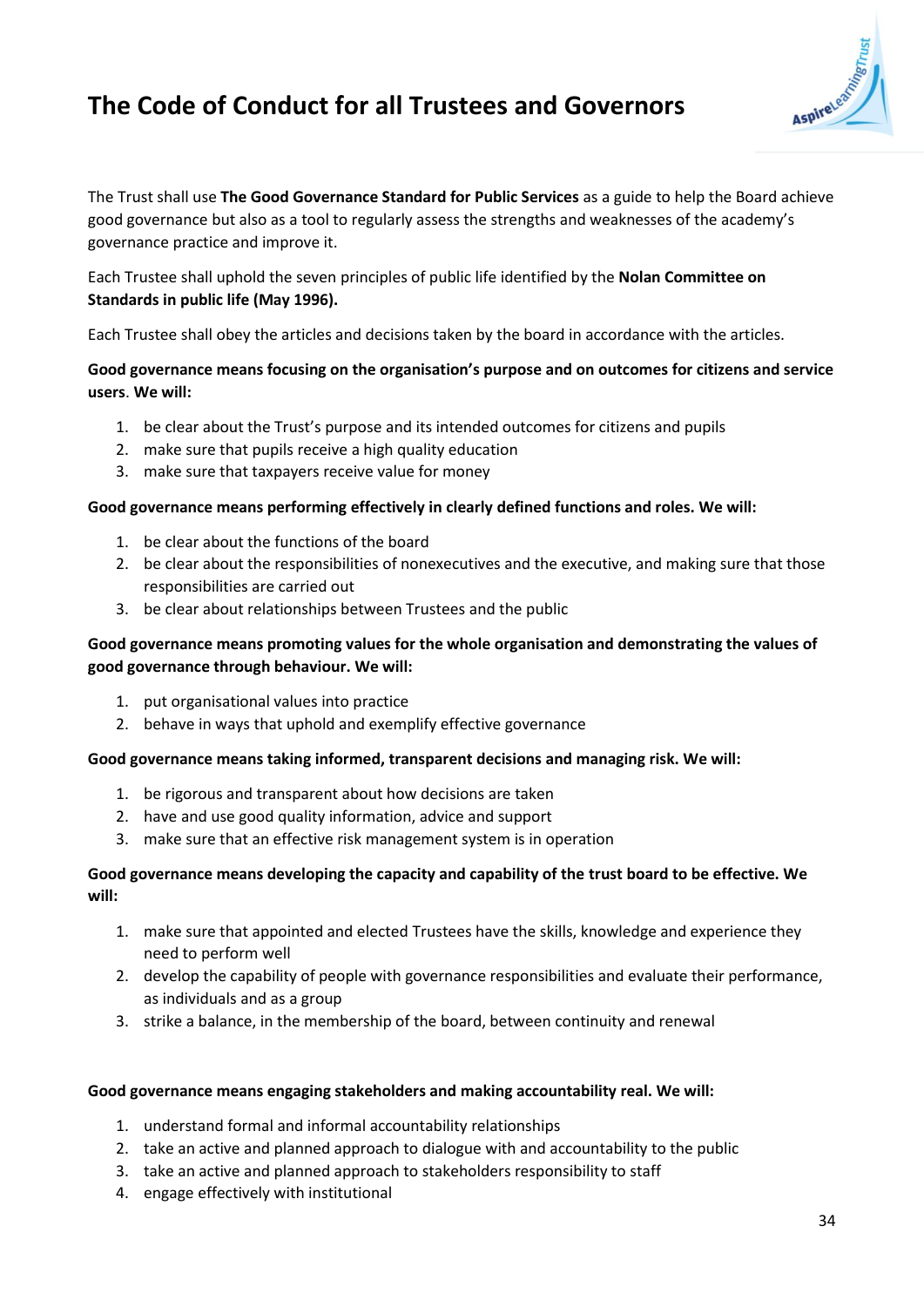# The Code of Conduct for all Trustees and Governors

The Trust shall use **The Good Governance Standard for Public Services** as a guide to help the Board achieve good governance but also as a tool to regularly assess the strengths and weaknesses of the academy's governance practice and improve it.

Each Trustee shall uphold the seven principles of public life identified by the **Nolan Committee on Standards in public life (May 1996).**

Each Trustee shall obey the articles and decisions taken by the board in accordance with the articles.

**Good governance means focusing on the organisation's purpose and on outcomes for citizens and service users**. **We will:**

1. be clear about the Trust's purpose and its intended outcomes for citizens and pupils
2. make sure that pupils receive a high quality education
3. make sure that taxpayers receive value for money

**Good governance means performing effectively in clearly defined functions and roles. We will:**

1. be clear about the functions of the board
2. be clear about the responsibilities of nonexecutives and the executive, and making sure that those responsibilities are carried out
3. be clear about relationships between Trustees and the public

**Good governance means promoting values for the whole organisation and demonstrating the values of good governance through behaviour. We will:**

1. put organisational values into practice
2. behave in ways that uphold and exemplify effective governance

**Good governance means taking informed, transparent decisions and managing risk. We will:**

1. be rigorous and transparent about how decisions are taken
2. have and use good quality information, advice and support
3. make sure that an effective risk management system is in operation

**Good governance means developing the capacity and capability of the trust board to be effective. We will:**

1. make sure that appointed and elected Trustees have the skills, knowledge and experience they need to perform well
2. develop the capability of people with governance responsibilities and evaluate their performance, as individuals and as a group
3. strike a balance, in the membership of the board, between continuity and renewal

**Good governance means engaging stakeholders and making accountability real. We will:**

1. understand formal and informal accountability relationships
2. take an active and planned approach to dialogue with and accountability to the public
3. take an active and planned approach to stakeholders responsibility to staff
4. engage effectively with institutional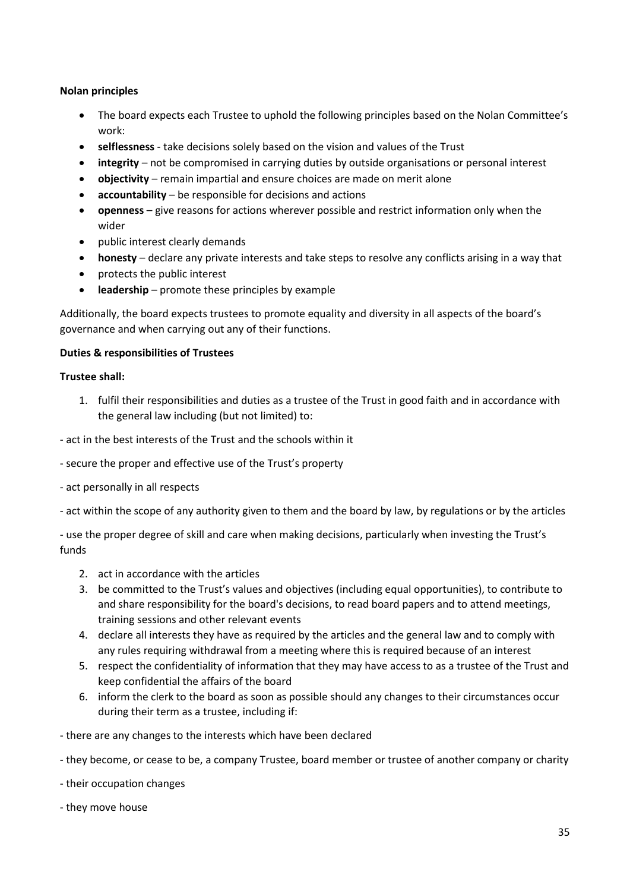**Nolan principles**

- The board expects each Trustee to uphold the following principles based on the Nolan Committee's work:
- **selflessness** - take decisions solely based on the vision and values of the Trust
- **integrity** – not be compromised in carrying duties by outside organisations or personal interest
- **objectivity** – remain impartial and ensure choices are made on merit alone
- **accountability** – be responsible for decisions and actions
- **openness** – give reasons for actions wherever possible and restrict information only when the wider
- public interest clearly demands
- **honesty** – declare any private interests and take steps to resolve any conflicts arising in a way that
- protects the public interest
- **leadership** – promote these principles by example

Additionally, the board expects trustees to promote equality and diversity in all aspects of the board's governance and when carrying out any of their functions.

**Duties & responsibilities of Trustees**

**Trustee shall:**

1. fulfil their responsibilities and duties as a trustee of the Trust in good faith and in accordance with the general law including (but not limited) to:

- act in the best interests of the Trust and the schools within it

- secure the proper and effective use of the Trust's property

- act personally in all respects

- act within the scope of any authority given to them and the board by law, by regulations or by the articles

- use the proper degree of skill and care when making decisions, particularly when investing the Trust's funds

2. act in accordance with the articles
3. be committed to the Trust's values and objectives (including equal opportunities), to contribute to and share responsibility for the board's decisions, to read board papers and to attend meetings, training sessions and other relevant events
4. declare all interests they have as required by the articles and the general law and to comply with any rules requiring withdrawal from a meeting where this is required because of an interest
5. respect the confidentiality of information that they may have access to as a trustee of the Trust and keep confidential the affairs of the board
6. inform the clerk to the board as soon as possible should any changes to their circumstances occur during their term as a trustee, including if:

- there are any changes to the interests which have been declared

- they become, or cease to be, a company Trustee, board member or trustee of another company or charity

- their occupation changes

- they move house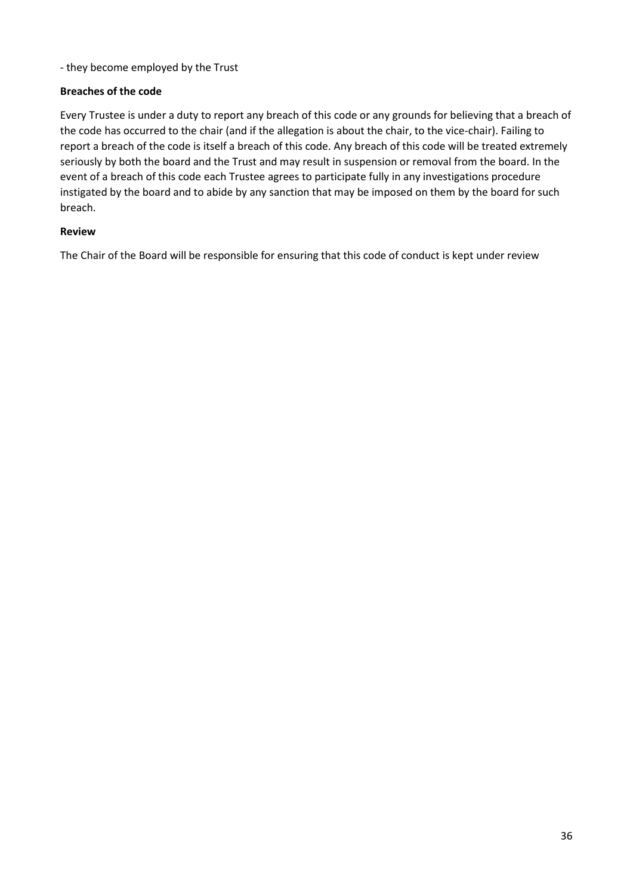- they become employed by the Trust

**Breaches of the code**

Every Trustee is under a duty to report any breach of this code or any grounds for believing that a breach of the code has occurred to the chair (and if the allegation is about the chair, to the vice-chair). Failing to report a breach of the code is itself a breach of this code. Any breach of this code will be treated extremely seriously by both the board and the Trust and may result in suspension or removal from the board. In the event of a breach of this code each Trustee agrees to participate fully in any investigations procedure instigated by the board and to abide by any sanction that may be imposed on them by the board for such breach.

**Review**

The Chair of the Board will be responsible for ensuring that this code of conduct is kept under review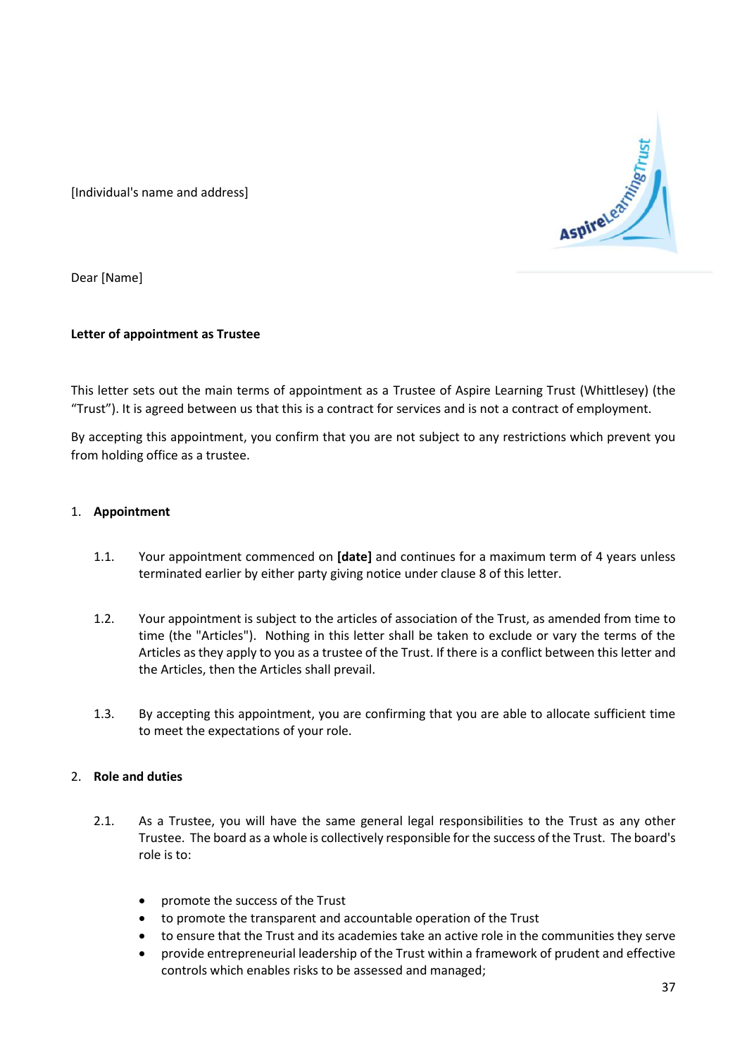[Individual's name and address]

Dear [Name]

**Letter of appointment as Trustee**

This letter sets out the main terms of appointment as a Trustee of Aspire Learning Trust (Whittlesey) (the "Trust"). It is agreed between us that this is a contract for services and is not a contract of employment.

By accepting this appointment, you confirm that you are not subject to any restrictions which prevent you from holding office as a trustee.

1. **Appointment**

1.1. Your appointment commenced on **[date]** and continues for a maximum term of 4 years unless terminated earlier by either party giving notice under clause 8 of this letter.

1.2. Your appointment is subject to the articles of association of the Trust, as amended from time to time (the "Articles"). Nothing in this letter shall be taken to exclude or vary the terms of the Articles as they apply to you as a trustee of the Trust. If there is a conflict between this letter and the Articles, then the Articles shall prevail.

1.3. By accepting this appointment, you are confirming that you are able to allocate sufficient time to meet the expectations of your role.

2. **Role and duties**

2.1. As a Trustee, you will have the same general legal responsibilities to the Trust as any other Trustee. The board as a whole is collectively responsible for the success of the Trust. The board's role is to:

- promote the success of the Trust
- to promote the transparent and accountable operation of the Trust
- to ensure that the Trust and its academies take an active role in the communities they serve
- provide entrepreneurial leadership of the Trust within a framework of prudent and effective controls which enables risks to be assessed and managed;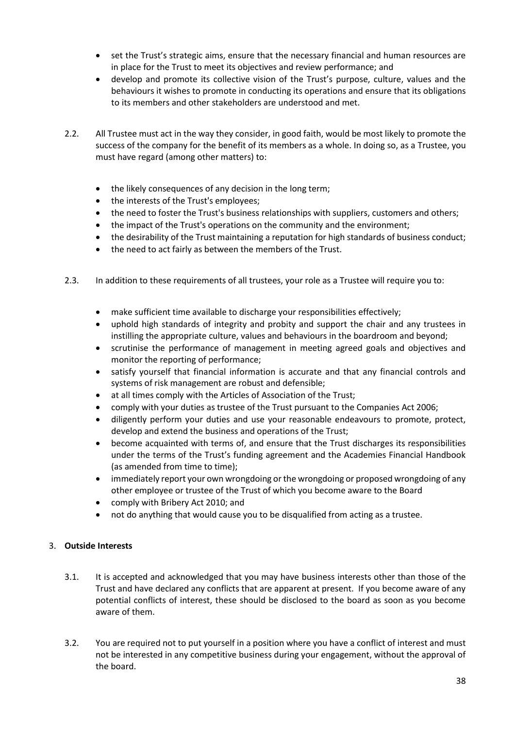- set the Trust's strategic aims, ensure that the necessary financial and human resources are in place for the Trust to meet its objectives and review performance; and
- develop and promote its collective vision of the Trust's purpose, culture, values and the behaviours it wishes to promote in conducting its operations and ensure that its obligations to its members and other stakeholders are understood and met.

2.2. All Trustee must act in the way they consider, in good faith, would be most likely to promote the success of the company for the benefit of its members as a whole. In doing so, as a Trustee, you must have regard (among other matters) to:

- the likely consequences of any decision in the long term;
- the interests of the Trust's employees;
- the need to foster the Trust's business relationships with suppliers, customers and others;
- the impact of the Trust's operations on the community and the environment;
- the desirability of the Trust maintaining a reputation for high standards of business conduct;
- the need to act fairly as between the members of the Trust.

2.3. In addition to these requirements of all trustees, your role as a Trustee will require you to:

- make sufficient time available to discharge your responsibilities effectively;
- uphold high standards of integrity and probity and support the chair and any trustees in instilling the appropriate culture, values and behaviours in the boardroom and beyond;
- scrutinise the performance of management in meeting agreed goals and objectives and monitor the reporting of performance;
- satisfy yourself that financial information is accurate and that any financial controls and systems of risk management are robust and defensible;
- at all times comply with the Articles of Association of the Trust;
- comply with your duties as trustee of the Trust pursuant to the Companies Act 2006;
- diligently perform your duties and use your reasonable endeavours to promote, protect, develop and extend the business and operations of the Trust;
- become acquainted with terms of, and ensure that the Trust discharges its responsibilities under the terms of the Trust's funding agreement and the Academies Financial Handbook (as amended from time to time);
- immediately report your own wrongdoing or the wrongdoing or proposed wrongdoing of any other employee or trustee of the Trust of which you become aware to the Board
- comply with Bribery Act 2010; and
- not do anything that would cause you to be disqualified from acting as a trustee.

3. **Outside Interests**

3.1. It is accepted and acknowledged that you may have business interests other than those of the Trust and have declared any conflicts that are apparent at present. If you become aware of any potential conflicts of interest, these should be disclosed to the board as soon as you become aware of them.

3.2. You are required not to put yourself in a position where you have a conflict of interest and must not be interested in any competitive business during your engagement, without the approval of the board.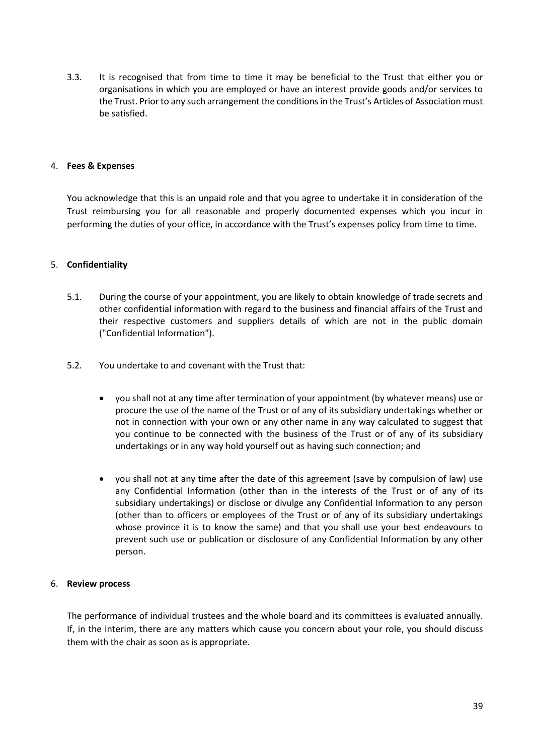3.3. It is recognised that from time to time it may be beneficial to the Trust that either you or organisations in which you are employed or have an interest provide goods and/or services to the Trust. Prior to any such arrangement the conditions in the Trust's Articles of Association must be satisfied.

4. **Fees & Expenses**

You acknowledge that this is an unpaid role and that you agree to undertake it in consideration of the Trust reimbursing you for all reasonable and properly documented expenses which you incur in performing the duties of your office, in accordance with the Trust's expenses policy from time to time.

5. **Confidentiality**

5.1. During the course of your appointment, you are likely to obtain knowledge of trade secrets and other confidential information with regard to the business and financial affairs of the Trust and their respective customers and suppliers details of which are not in the public domain ("Confidential Information").

5.2. You undertake to and covenant with the Trust that:

- you shall not at any time after termination of your appointment (by whatever means) use or procure the use of the name of the Trust or of any of its subsidiary undertakings whether or not in connection with your own or any other name in any way calculated to suggest that you continue to be connected with the business of the Trust or of any of its subsidiary undertakings or in any way hold yourself out as having such connection; and

- you shall not at any time after the date of this agreement (save by compulsion of law) use any Confidential Information (other than in the interests of the Trust or of any of its subsidiary undertakings) or disclose or divulge any Confidential Information to any person (other than to officers or employees of the Trust or of any of its subsidiary undertakings whose province it is to know the same) and that you shall use your best endeavours to prevent such use or publication or disclosure of any Confidential Information by any other person.

6. **Review process**

The performance of individual trustees and the whole board and its committees is evaluated annually. If, in the interim, there are any matters which cause you concern about your role, you should discuss them with the chair as soon as is appropriate.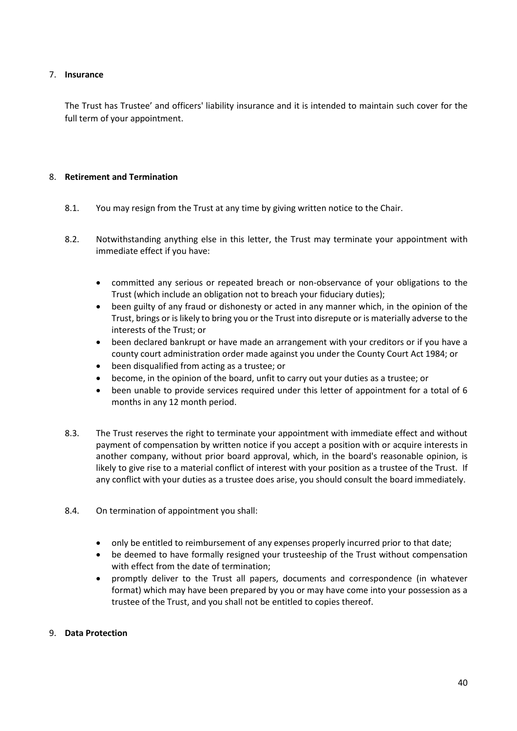7. **Insurance**

The Trust has Trustee' and officers' liability insurance and it is intended to maintain such cover for the full term of your appointment.

8. **Retirement and Termination**

8.1. You may resign from the Trust at any time by giving written notice to the Chair.

8.2. Notwithstanding anything else in this letter, the Trust may terminate your appointment with immediate effect if you have:

- committed any serious or repeated breach or non-observance of your obligations to the Trust (which include an obligation not to breach your fiduciary duties);
- been guilty of any fraud or dishonesty or acted in any manner which, in the opinion of the Trust, brings or is likely to bring you or the Trust into disrepute or is materially adverse to the interests of the Trust; or
- been declared bankrupt or have made an arrangement with your creditors or if you have a county court administration order made against you under the County Court Act 1984; or
- been disqualified from acting as a trustee; or
- become, in the opinion of the board, unfit to carry out your duties as a trustee; or
- been unable to provide services required under this letter of appointment for a total of 6 months in any 12 month period.

8.3. The Trust reserves the right to terminate your appointment with immediate effect and without payment of compensation by written notice if you accept a position with or acquire interests in another company, without prior board approval, which, in the board's reasonable opinion, is likely to give rise to a material conflict of interest with your position as a trustee of the Trust. If any conflict with your duties as a trustee does arise, you should consult the board immediately.

8.4. On termination of appointment you shall:

- only be entitled to reimbursement of any expenses properly incurred prior to that date;
- be deemed to have formally resigned your trusteeship of the Trust without compensation with effect from the date of termination;
- promptly deliver to the Trust all papers, documents and correspondence (in whatever format) which may have been prepared by you or may have come into your possession as a trustee of the Trust, and you shall not be entitled to copies thereof.

9. **Data Protection**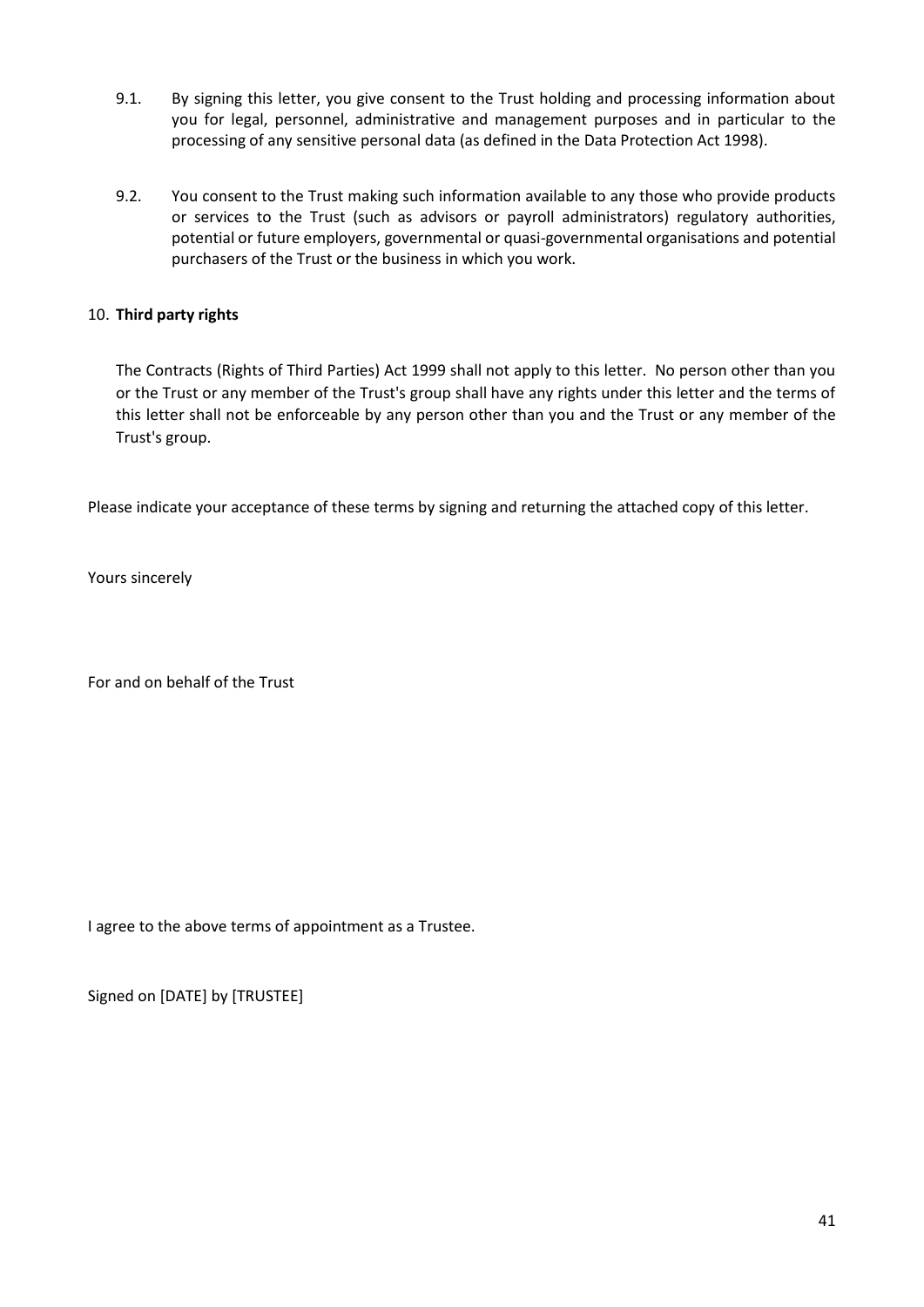9.1. By signing this letter, you give consent to the Trust holding and processing information about you for legal, personnel, administrative and management purposes and in particular to the processing of any sensitive personal data (as defined in the Data Protection Act 1998).

9.2. You consent to the Trust making such information available to any those who provide products or services to the Trust (such as advisors or payroll administrators) regulatory authorities, potential or future employers, governmental or quasi-governmental organisations and potential purchasers of the Trust or the business in which you work.

10. **Third party rights**

The Contracts (Rights of Third Parties) Act 1999 shall not apply to this letter. No person other than you or the Trust or any member of the Trust's group shall have any rights under this letter and the terms of this letter shall not be enforceable by any person other than you and the Trust or any member of the Trust's group.

Please indicate your acceptance of these terms by signing and returning the attached copy of this letter.

Yours sincerely

For and on behalf of the Trust

I agree to the above terms of appointment as a Trustee.

Signed on [DATE] by [TRUSTEE]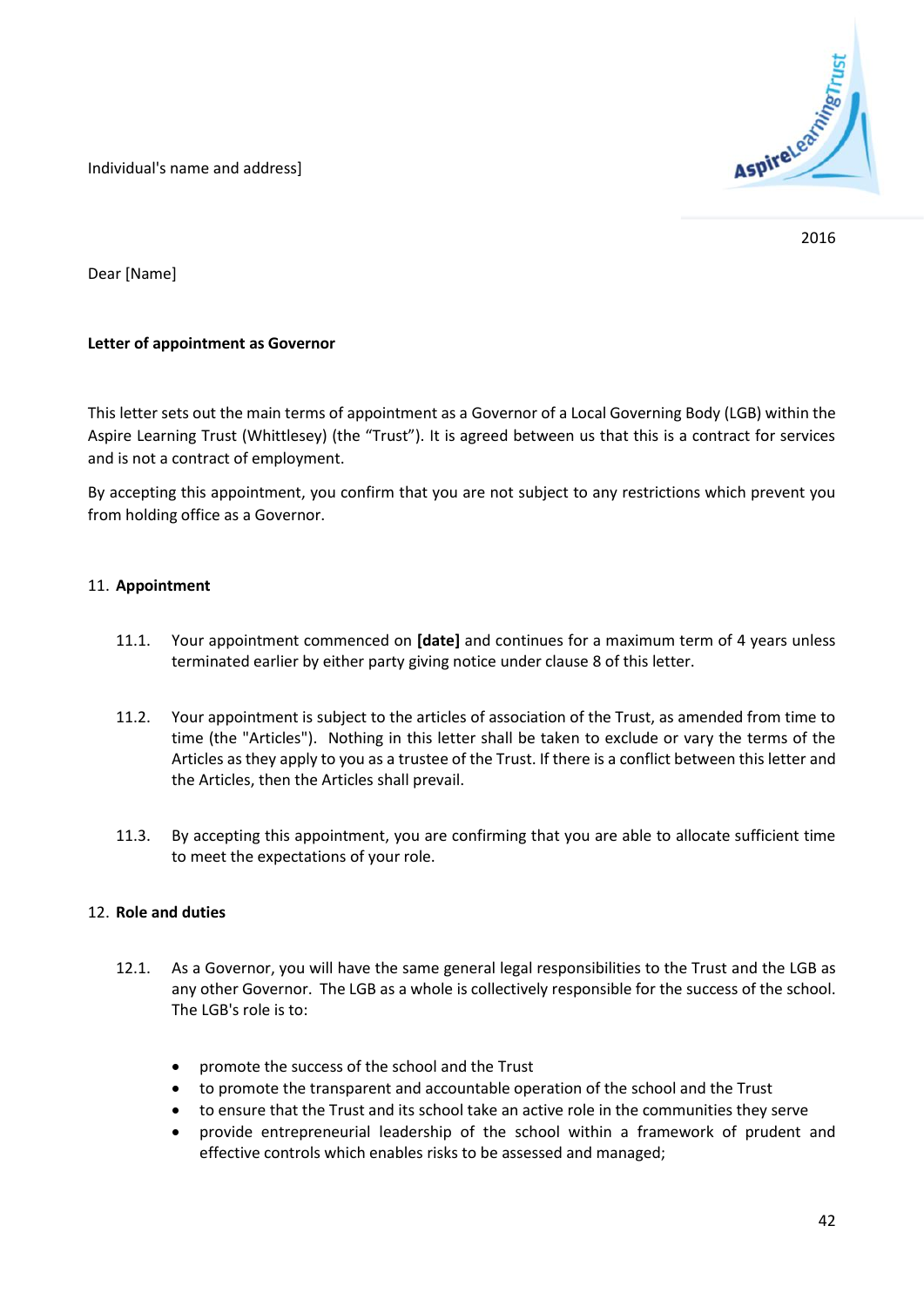Individual's name and address]

2016

Dear [Name]

**Letter of appointment as Governor**

This letter sets out the main terms of appointment as a Governor of a Local Governing Body (LGB) within the Aspire Learning Trust (Whittlesey) (the “Trust”). It is agreed between us that this is a contract for services and is not a contract of employment.

By accepting this appointment, you confirm that you are not subject to any restrictions which prevent you from holding office as a Governor.

11. **Appointment**

11.1. Your appointment commenced on **[date]** and continues for a maximum term of 4 years unless terminated earlier by either party giving notice under clause 8 of this letter.

11.2. Your appointment is subject to the articles of association of the Trust, as amended from time to time (the "Articles"). Nothing in this letter shall be taken to exclude or vary the terms of the Articles as they apply to you as a trustee of the Trust. If there is a conflict between this letter and the Articles, then the Articles shall prevail.

11.3. By accepting this appointment, you are confirming that you are able to allocate sufficient time to meet the expectations of your role.

12. **Role and duties**

12.1. As a Governor, you will have the same general legal responsibilities to the Trust and the LGB as any other Governor. The LGB as a whole is collectively responsible for the success of the school. The LGB's role is to:

- promote the success of the school and the Trust
- to promote the transparent and accountable operation of the school and the Trust
- to ensure that the Trust and its school take an active role in the communities they serve
- provide entrepreneurial leadership of the school within a framework of prudent and effective controls which enables risks to be assessed and managed;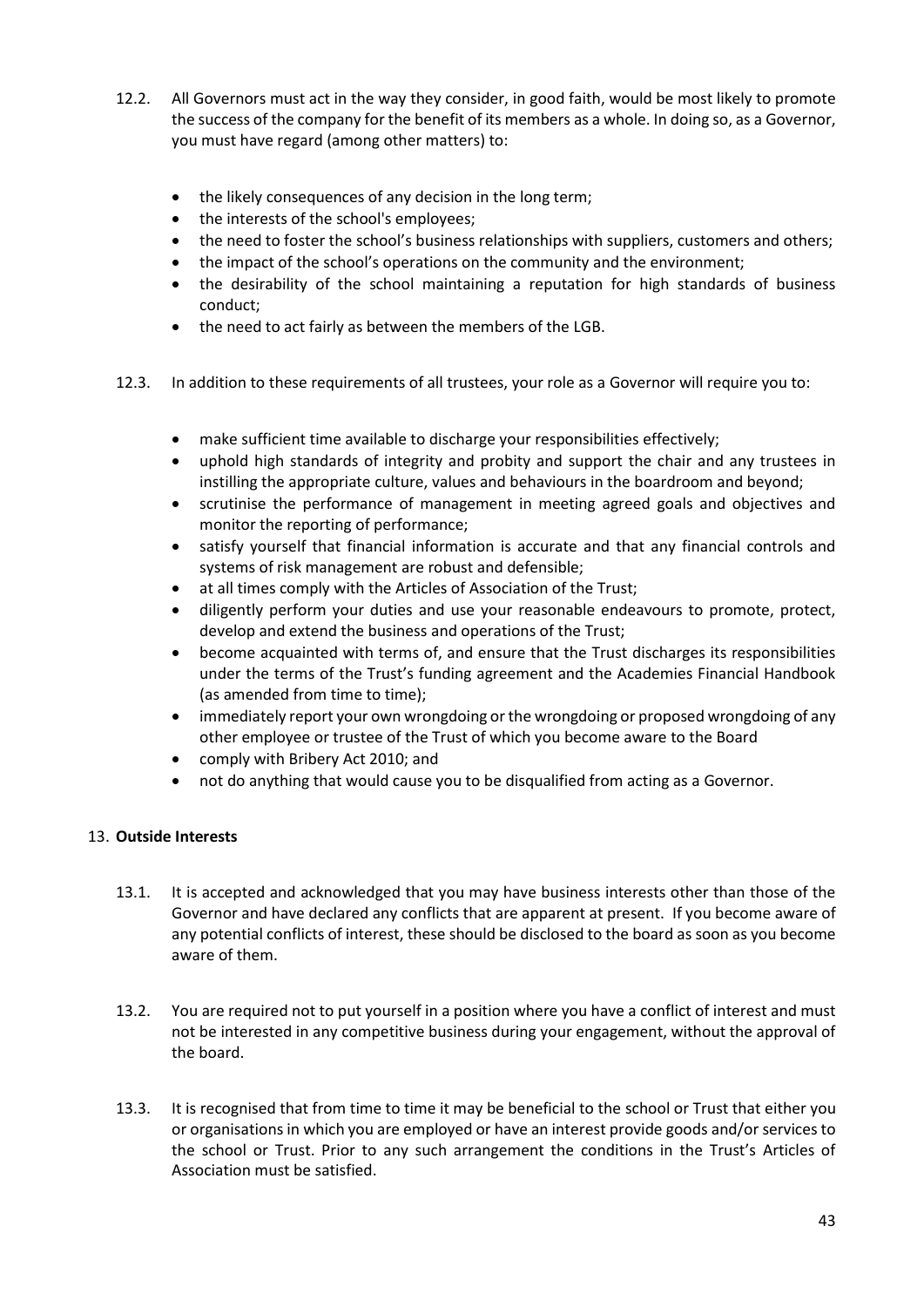12.2. All Governors must act in the way they consider, in good faith, would be most likely to promote the success of the company for the benefit of its members as a whole. In doing so, as a Governor, you must have regard (among other matters) to:

- the likely consequences of any decision in the long term;
- the interests of the school's employees;
- the need to foster the school's business relationships with suppliers, customers and others;
- the impact of the school's operations on the community and the environment;
- the desirability of the school maintaining a reputation for high standards of business conduct;
- the need to act fairly as between the members of the LGB.

12.3. In addition to these requirements of all trustees, your role as a Governor will require you to:

- make sufficient time available to discharge your responsibilities effectively;
- uphold high standards of integrity and probity and support the chair and any trustees in instilling the appropriate culture, values and behaviours in the boardroom and beyond;
- scrutinise the performance of management in meeting agreed goals and objectives and monitor the reporting of performance;
- satisfy yourself that financial information is accurate and that any financial controls and systems of risk management are robust and defensible;
- at all times comply with the Articles of Association of the Trust;
- diligently perform your duties and use your reasonable endeavours to promote, protect, develop and extend the business and operations of the Trust;
- become acquainted with terms of, and ensure that the Trust discharges its responsibilities under the terms of the Trust's funding agreement and the Academies Financial Handbook (as amended from time to time);
- immediately report your own wrongdoing or the wrongdoing or proposed wrongdoing of any other employee or trustee of the Trust of which you become aware to the Board
- comply with Bribery Act 2010; and
- not do anything that would cause you to be disqualified from acting as a Governor.

## 13. **Outside Interests**

13.1. It is accepted and acknowledged that you may have business interests other than those of the Governor and have declared any conflicts that are apparent at present. If you become aware of any potential conflicts of interest, these should be disclosed to the board as soon as you become aware of them.

13.2. You are required not to put yourself in a position where you have a conflict of interest and must not be interested in any competitive business during your engagement, without the approval of the board.

13.3. It is recognised that from time to time it may be beneficial to the school or Trust that either you or organisations in which you are employed or have an interest provide goods and/or services to the school or Trust. Prior to any such arrangement the conditions in the Trust's Articles of Association must be satisfied.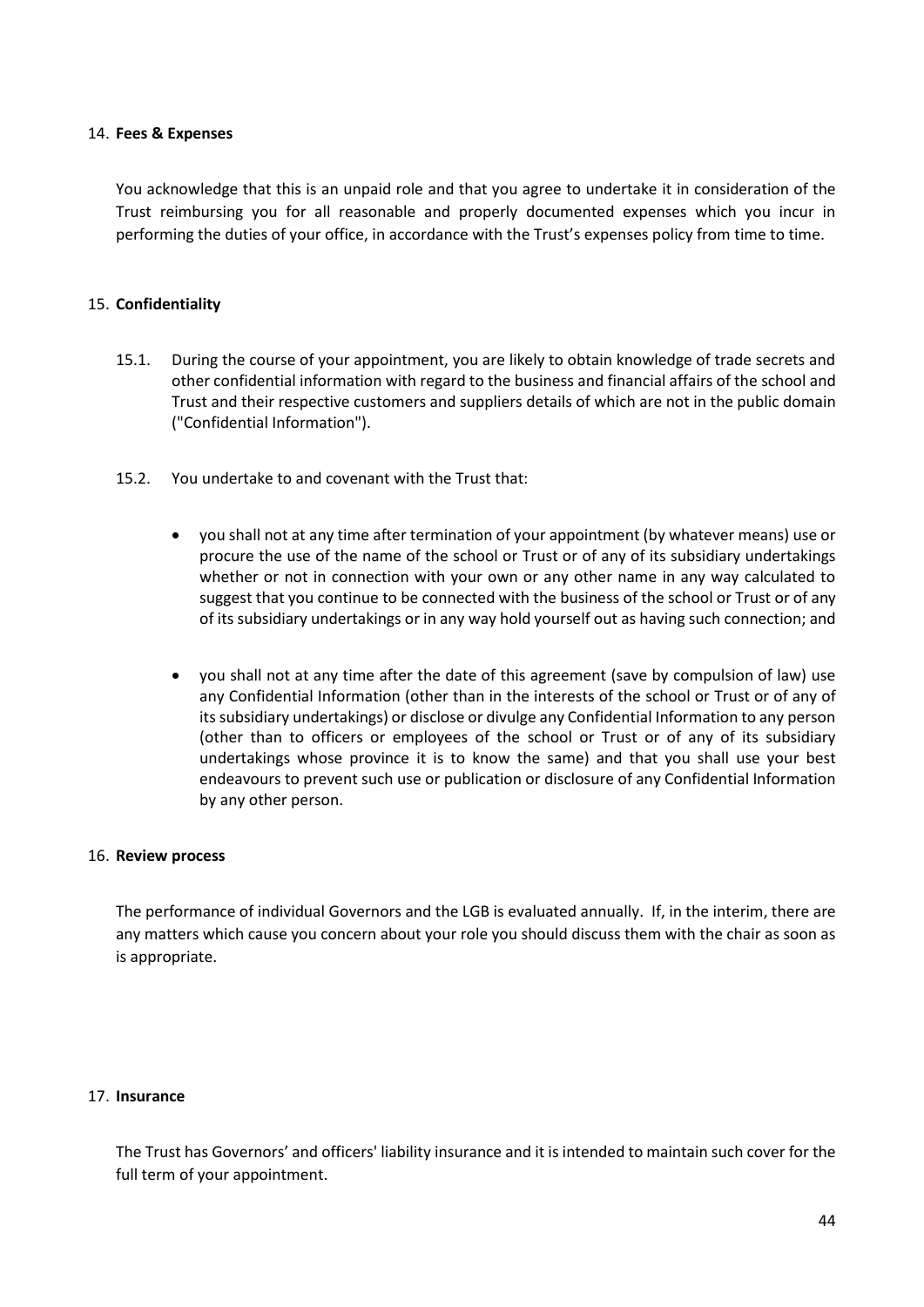14. **Fees & Expenses**

You acknowledge that this is an unpaid role and that you agree to undertake it in consideration of the Trust reimbursing you for all reasonable and properly documented expenses which you incur in performing the duties of your office, in accordance with the Trust's expenses policy from time to time.

15. **Confidentiality**

15.1. During the course of your appointment, you are likely to obtain knowledge of trade secrets and other confidential information with regard to the business and financial affairs of the school and Trust and their respective customers and suppliers details of which are not in the public domain ("Confidential Information").

15.2. You undertake to and covenant with the Trust that:

- you shall not at any time after termination of your appointment (by whatever means) use or procure the use of the name of the school or Trust or of any of its subsidiary undertakings whether or not in connection with your own or any other name in any way calculated to suggest that you continue to be connected with the business of the school or Trust or of any of its subsidiary undertakings or in any way hold yourself out as having such connection; and

- you shall not at any time after the date of this agreement (save by compulsion of law) use any Confidential Information (other than in the interests of the school or Trust or of any of its subsidiary undertakings) or disclose or divulge any Confidential Information to any person (other than to officers or employees of the school or Trust or of any of its subsidiary undertakings whose province it is to know the same) and that you shall use your best endeavours to prevent such use or publication or disclosure of any Confidential Information by any other person.

16. **Review process**

The performance of individual Governors and the LGB is evaluated annually. If, in the interim, there are any matters which cause you concern about your role you should discuss them with the chair as soon as is appropriate.

17. **Insurance**

The Trust has Governors' and officers' liability insurance and it is intended to maintain such cover for the full term of your appointment.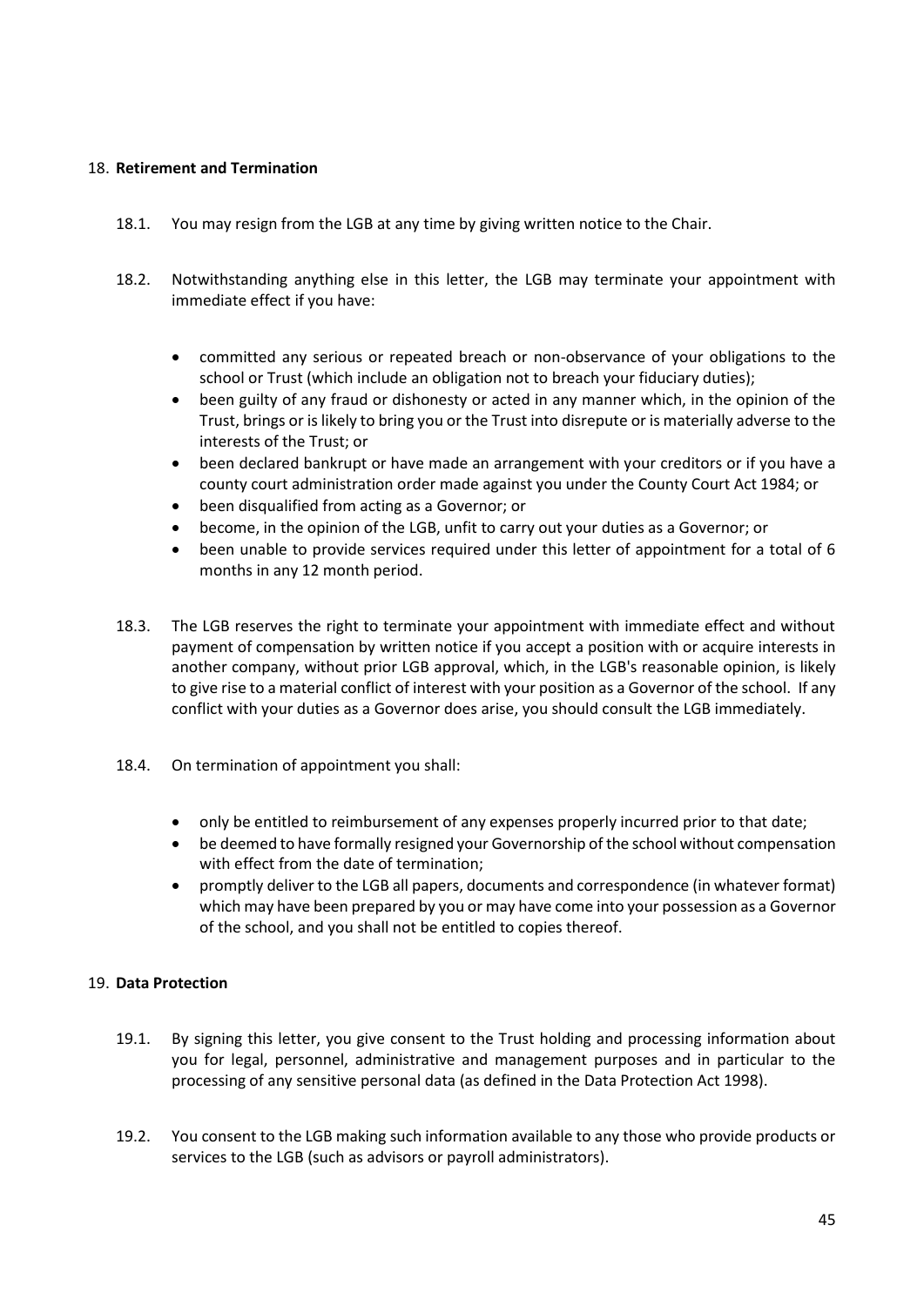## 18. Retirement and Termination

18.1. You may resign from the LGB at any time by giving written notice to the Chair.

18.2. Notwithstanding anything else in this letter, the LGB may terminate your appointment with immediate effect if you have:

- committed any serious or repeated breach or non-observance of your obligations to the school or Trust (which include an obligation not to breach your fiduciary duties);
- been guilty of any fraud or dishonesty or acted in any manner which, in the opinion of the Trust, brings or is likely to bring you or the Trust into disrepute or is materially adverse to the interests of the Trust; or
- been declared bankrupt or have made an arrangement with your creditors or if you have a county court administration order made against you under the County Court Act 1984; or
- been disqualified from acting as a Governor; or
- become, in the opinion of the LGB, unfit to carry out your duties as a Governor; or
- been unable to provide services required under this letter of appointment for a total of 6 months in any 12 month period.

18.3. The LGB reserves the right to terminate your appointment with immediate effect and without payment of compensation by written notice if you accept a position with or acquire interests in another company, without prior LGB approval, which, in the LGB's reasonable opinion, is likely to give rise to a material conflict of interest with your position as a Governor of the school. If any conflict with your duties as a Governor does arise, you should consult the LGB immediately.

18.4. On termination of appointment you shall:

- only be entitled to reimbursement of any expenses properly incurred prior to that date;
- be deemed to have formally resigned your Governorship of the school without compensation with effect from the date of termination;
- promptly deliver to the LGB all papers, documents and correspondence (in whatever format) which may have been prepared by you or may have come into your possession as a Governor of the school, and you shall not be entitled to copies thereof.

## 19. Data Protection

19.1. By signing this letter, you give consent to the Trust holding and processing information about you for legal, personnel, administrative and management purposes and in particular to the processing of any sensitive personal data (as defined in the Data Protection Act 1998).

19.2. You consent to the LGB making such information available to any those who provide products or services to the LGB (such as advisors or payroll administrators).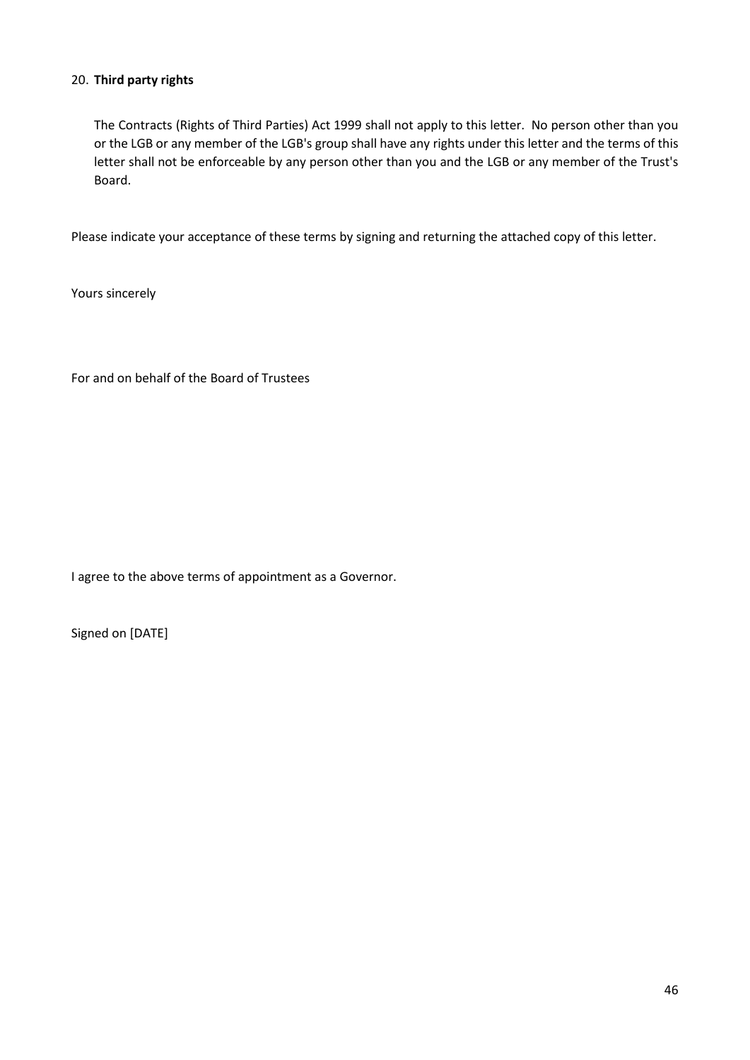20. **Third party rights**

    The Contracts (Rights of Third Parties) Act 1999 shall not apply to this letter. No person other than you or the LGB or any member of the LGB's group shall have any rights under this letter and the terms of this letter shall not be enforceable by any person other than you and the LGB or any member of the Trust's Board.

Please indicate your acceptance of these terms by signing and returning the attached copy of this letter.

Yours sincerely

For and on behalf of the Board of Trustees

I agree to the above terms of appointment as a Governor.

Signed on [DATE]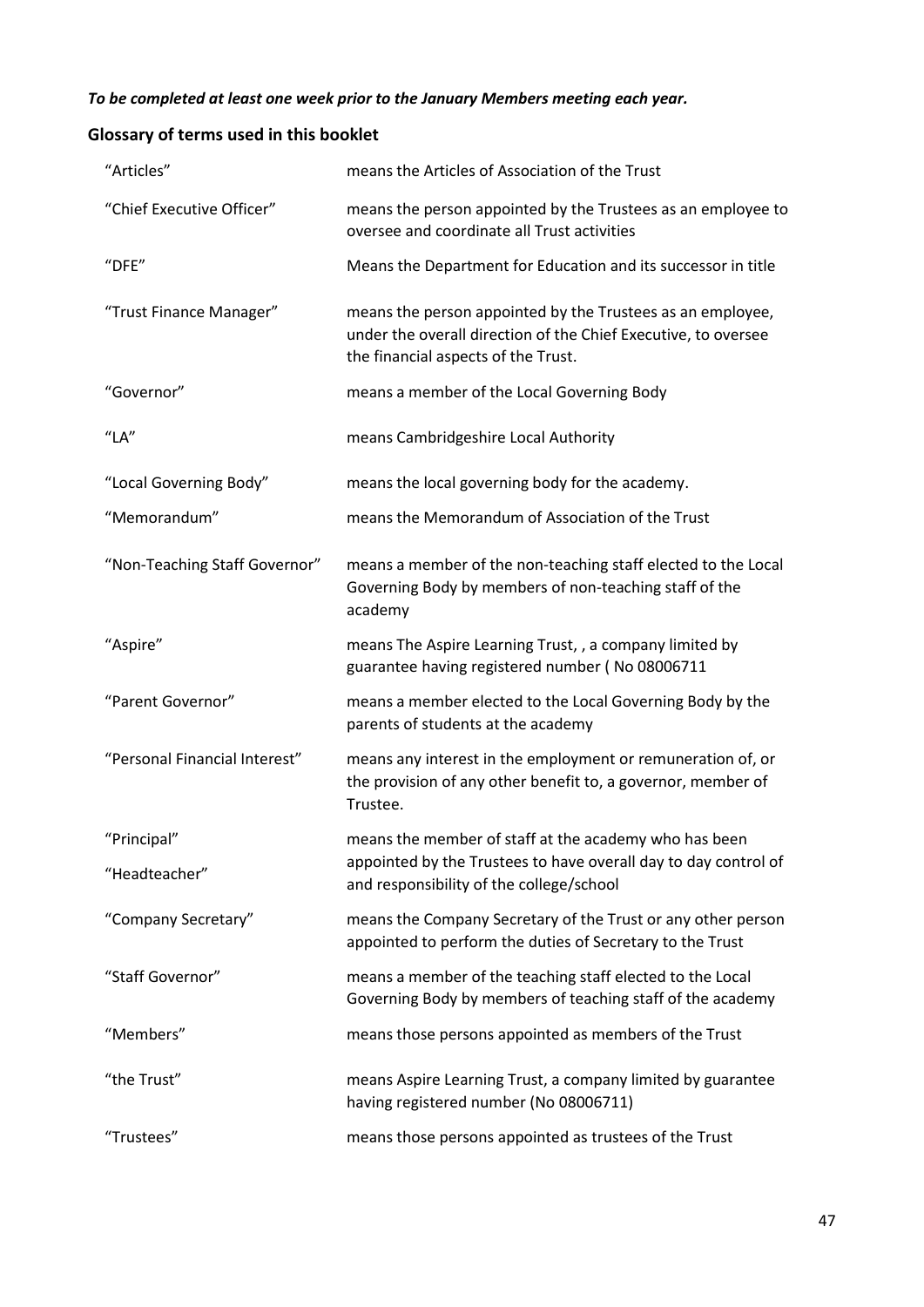***To be completed at least one week prior to the January Members meeting each year.***

## Glossary of terms used in this booklet

| | |
|---|---|
| "Articles" | means the Articles of Association of the Trust |
| "Chief Executive Officer" | means the person appointed by the Trustees as an employee to oversee and coordinate all Trust activities |
| "DFE" | Means the Department for Education and its successor in title |
| "Trust Finance Manager" | means the person appointed by the Trustees as an employee, under the overall direction of the Chief Executive, to oversee the financial aspects of the Trust. |
| "Governor" | means a member of the Local Governing Body |
| "LA" | means Cambridgeshire Local Authority |
| "Local Governing Body" | means the local governing body for the academy. |
| "Memorandum" | means the Memorandum of Association of the Trust |
| "Non-Teaching Staff Governor" | means a member of the non-teaching staff elected to the Local Governing Body by members of non-teaching staff of the academy |
| "Aspire" | means The Aspire Learning Trust, , a company limited by guarantee having registered number ( No 08006711 |
| "Parent Governor" | means a member elected to the Local Governing Body by the parents of students at the academy |
| "Personal Financial Interest" | means any interest in the employment or remuneration of, or the provision of any other benefit to, a governor, member of Trustee. |
| "Principal"<br>"Headteacher" | means the member of staff at the academy who has been appointed by the Trustees to have overall day to day control of and responsibility of the college/school |
| "Company Secretary" | means the Company Secretary of the Trust or any other person appointed to perform the duties of Secretary to the Trust |
| "Staff Governor" | means a member of the teaching staff elected to the Local Governing Body by members of teaching staff of the academy |
| "Members" | means those persons appointed as members of the Trust |
| "the Trust" | means Aspire Learning Trust, a company limited by guarantee having registered number (No 08006711) |
| "Trustees" | means those persons appointed as trustees of the Trust |